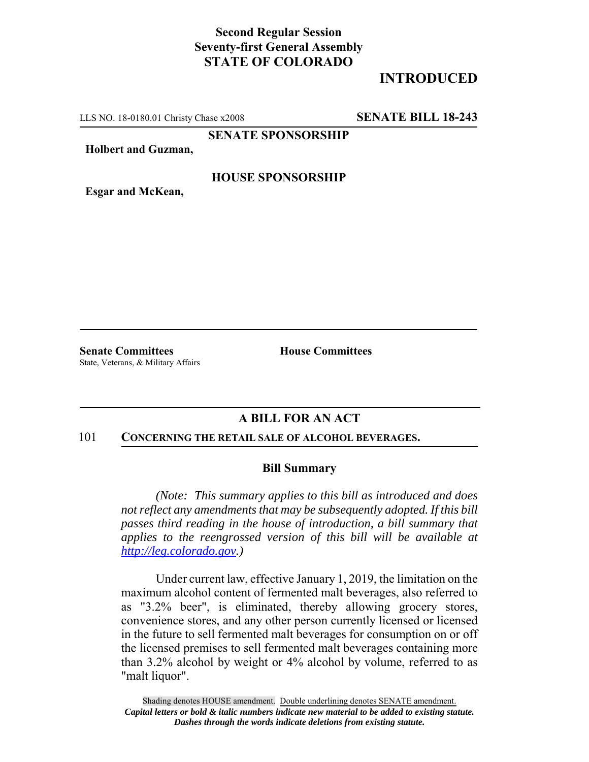**Second Regular Session**
**Seventy-first General Assembly**
**STATE OF COLORADO**

# INTRODUCED

LLS NO. 18-0180.01 Christy Chase x2008 **SENATE BILL 18-243**

**SENATE SPONSORSHIP**

**Holbert and Guzman,**

**HOUSE SPONSORSHIP**

**Esgar and McKean,**

**Senate Committees**
State, Veterans, & Military Affairs

**House Committees**

## A BILL FOR AN ACT

101 **CONCERNING THE RETAIL SALE OF ALCOHOL BEVERAGES.**

### Bill Summary

*(Note: This summary applies to this bill as introduced and does not reflect any amendments that may be subsequently adopted. If this bill passes third reading in the house of introduction, a bill summary that applies to the reengrossed version of this bill will be available at http://leg.colorado.gov.)*

Under current law, effective January 1, 2019, the limitation on the maximum alcohol content of fermented malt beverages, also referred to as "3.2% beer", is eliminated, thereby allowing grocery stores, convenience stores, and any other person currently licensed or licensed in the future to sell fermented malt beverages for consumption on or off the licensed premises to sell fermented malt beverages containing more than 3.2% alcohol by weight or 4% alcohol by volume, referred to as "malt liquor".

Shading denotes HOUSE amendment. Double underlining denotes SENATE amendment.
***Capital letters or bold & italic numbers indicate new material to be added to existing statute.***
***Dashes through the words indicate deletions from existing statute.***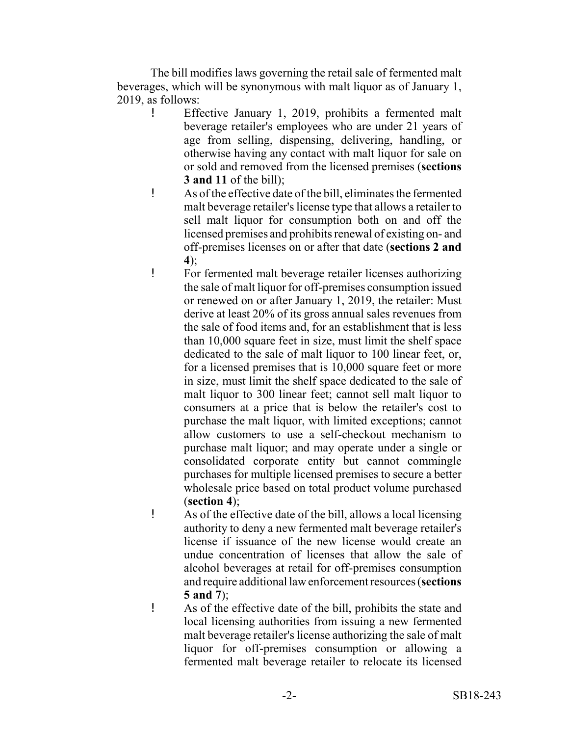The bill modifies laws governing the retail sale of fermented malt beverages, which will be synonymous with malt liquor as of January 1, 2019, as follows:

- Effective January 1, 2019, prohibits a fermented malt beverage retailer's employees who are under 21 years of age from selling, dispensing, delivering, handling, or otherwise having any contact with malt liquor for sale on or sold and removed from the licensed premises (**sections 3 and 11** of the bill);
- As of the effective date of the bill, eliminates the fermented malt beverage retailer's license type that allows a retailer to sell malt liquor for consumption both on and off the licensed premises and prohibits renewal of existing on- and off-premises licenses on or after that date (**sections 2 and 4**);
- For fermented malt beverage retailer licenses authorizing the sale of malt liquor for off-premises consumption issued or renewed on or after January 1, 2019, the retailer: Must derive at least 20% of its gross annual sales revenues from the sale of food items and, for an establishment that is less than 10,000 square feet in size, must limit the shelf space dedicated to the sale of malt liquor to 100 linear feet, or, for a licensed premises that is 10,000 square feet or more in size, must limit the shelf space dedicated to the sale of malt liquor to 300 linear feet; cannot sell malt liquor to consumers at a price that is below the retailer's cost to purchase the malt liquor, with limited exceptions; cannot allow customers to use a self-checkout mechanism to purchase malt liquor; and may operate under a single or consolidated corporate entity but cannot commingle purchases for multiple licensed premises to secure a better wholesale price based on total product volume purchased (**section 4**);
- As of the effective date of the bill, allows a local licensing authority to deny a new fermented malt beverage retailer's license if issuance of the new license would create an undue concentration of licenses that allow the sale of alcohol beverages at retail for off-premises consumption and require additional law enforcement resources (**sections 5 and 7**);
- As of the effective date of the bill, prohibits the state and local licensing authorities from issuing a new fermented malt beverage retailer's license authorizing the sale of malt liquor for off-premises consumption or allowing a fermented malt beverage retailer to relocate its licensed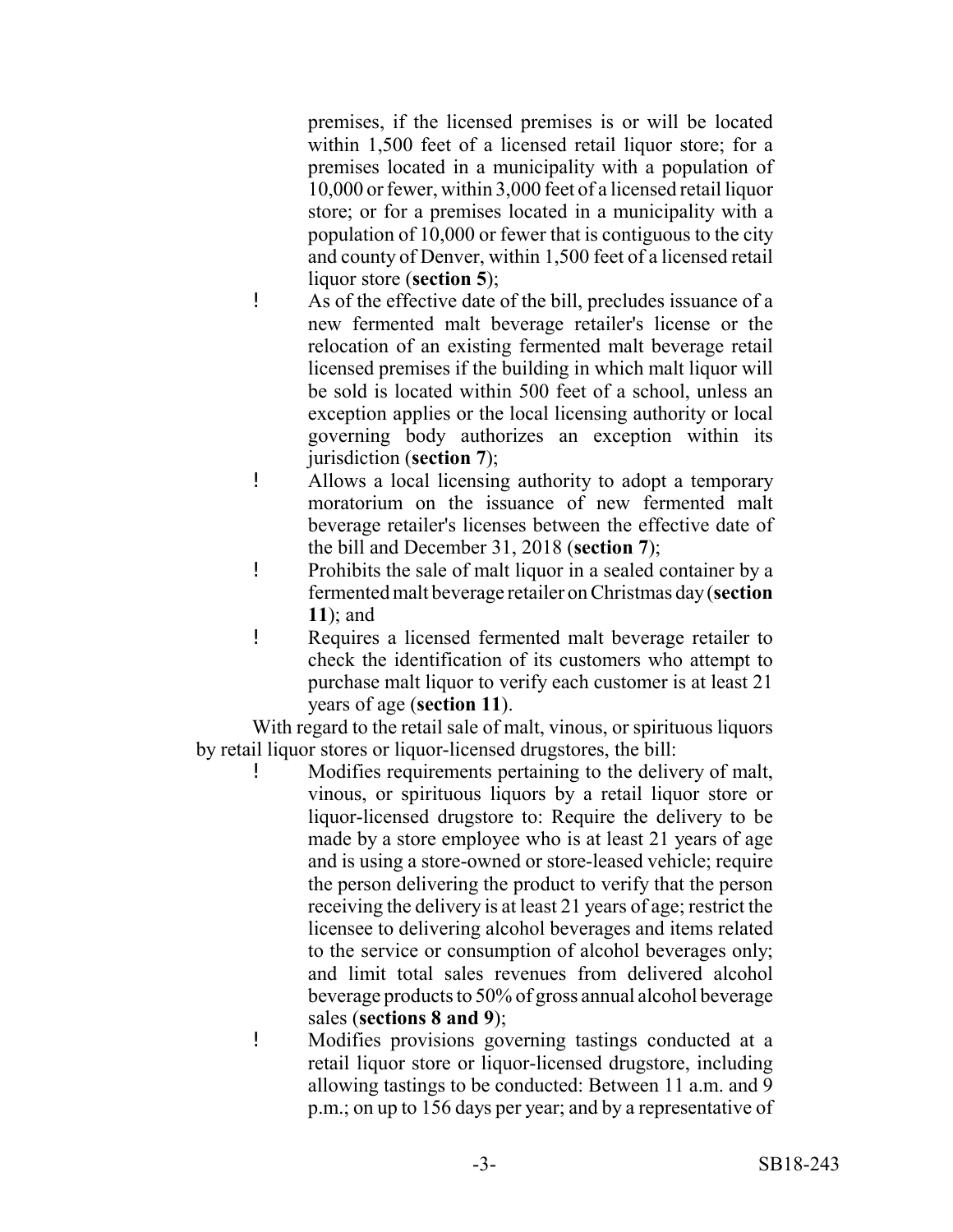premises, if the licensed premises is or will be located within 1,500 feet of a licensed retail liquor store; for a premises located in a municipality with a population of 10,000 or fewer, within 3,000 feet of a licensed retail liquor store; or for a premises located in a municipality with a population of 10,000 or fewer that is contiguous to the city and county of Denver, within 1,500 feet of a licensed retail liquor store (**section 5**);

- As of the effective date of the bill, precludes issuance of a new fermented malt beverage retailer's license or the relocation of an existing fermented malt beverage retail licensed premises if the building in which malt liquor will be sold is located within 500 feet of a school, unless an exception applies or the local licensing authority or local governing body authorizes an exception within its jurisdiction (**section 7**);
- Allows a local licensing authority to adopt a temporary moratorium on the issuance of new fermented malt beverage retailer's licenses between the effective date of the bill and December 31, 2018 (**section 7**);
- Prohibits the sale of malt liquor in a sealed container by a fermented malt beverage retailer on Christmas day (**section 11**); and
- Requires a licensed fermented malt beverage retailer to check the identification of its customers who attempt to purchase malt liquor to verify each customer is at least 21 years of age (**section 11**).

With regard to the retail sale of malt, vinous, or spirituous liquors by retail liquor stores or liquor-licensed drugstores, the bill:

- Modifies requirements pertaining to the delivery of malt, vinous, or spirituous liquors by a retail liquor store or liquor-licensed drugstore to: Require the delivery to be made by a store employee who is at least 21 years of age and is using a store-owned or store-leased vehicle; require the person delivering the product to verify that the person receiving the delivery is at least 21 years of age; restrict the licensee to delivering alcohol beverages and items related to the service or consumption of alcohol beverages only; and limit total sales revenues from delivered alcohol beverage products to 50% of gross annual alcohol beverage sales (**sections 8 and 9**);
- Modifies provisions governing tastings conducted at a retail liquor store or liquor-licensed drugstore, including allowing tastings to be conducted: Between 11 a.m. and 9 p.m.; on up to 156 days per year; and by a representative of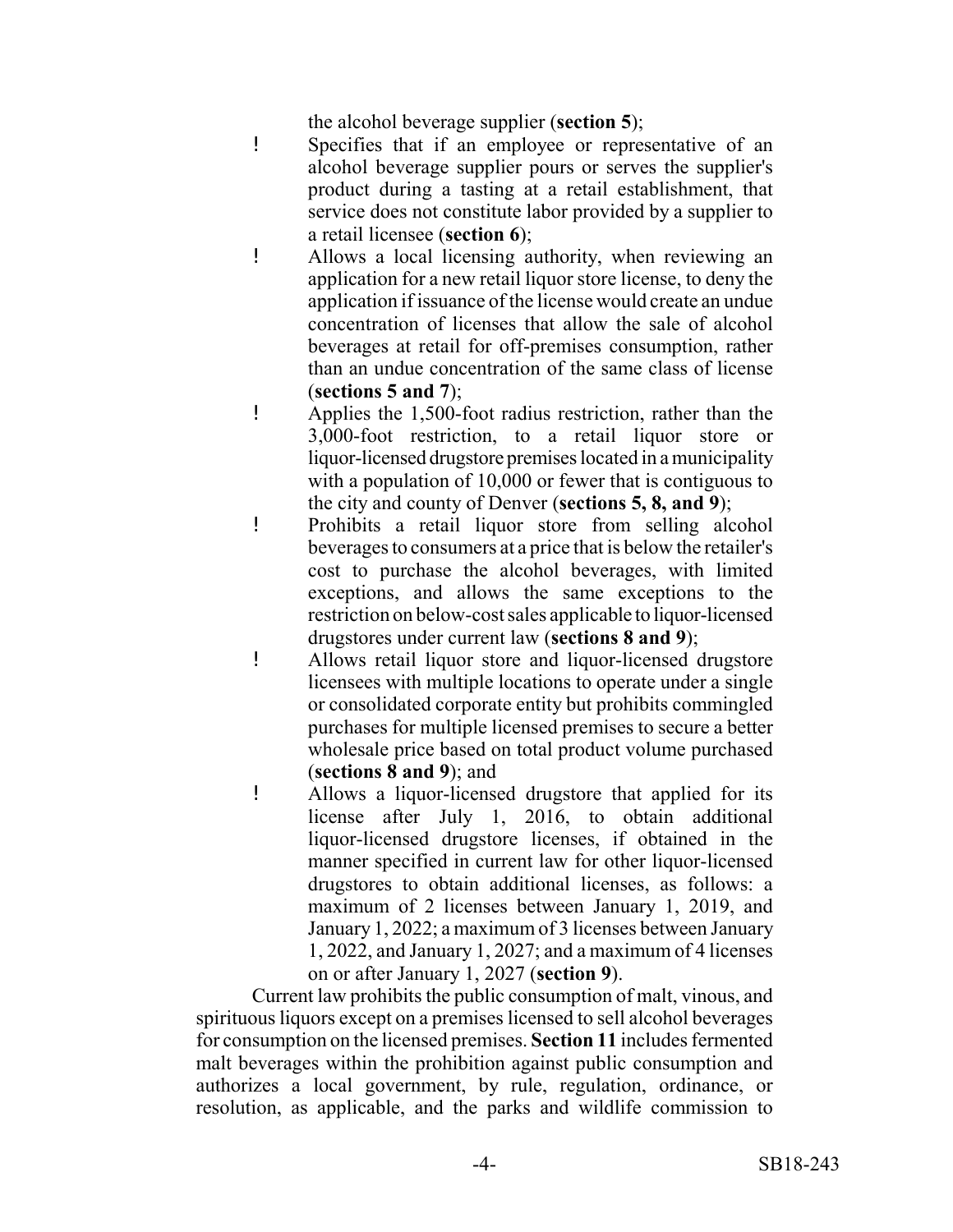the alcohol beverage supplier (**section 5**);

- Specifies that if an employee or representative of an alcohol beverage supplier pours or serves the supplier's product during a tasting at a retail establishment, that service does not constitute labor provided by a supplier to a retail licensee (**section 6**);
- Allows a local licensing authority, when reviewing an application for a new retail liquor store license, to deny the application if issuance of the license would create an undue concentration of licenses that allow the sale of alcohol beverages at retail for off-premises consumption, rather than an undue concentration of the same class of license (**sections 5 and 7**);
- Applies the 1,500-foot radius restriction, rather than the 3,000-foot restriction, to a retail liquor store or liquor-licensed drugstore premises located in a municipality with a population of 10,000 or fewer that is contiguous to the city and county of Denver (**sections 5, 8, and 9**);
- Prohibits a retail liquor store from selling alcohol beverages to consumers at a price that is below the retailer's cost to purchase the alcohol beverages, with limited exceptions, and allows the same exceptions to the restriction on below-cost sales applicable to liquor-licensed drugstores under current law (**sections 8 and 9**);
- Allows retail liquor store and liquor-licensed drugstore licensees with multiple locations to operate under a single or consolidated corporate entity but prohibits commingled purchases for multiple licensed premises to secure a better wholesale price based on total product volume purchased (**sections 8 and 9**); and
- Allows a liquor-licensed drugstore that applied for its license after July 1, 2016, to obtain additional liquor-licensed drugstore licenses, if obtained in the manner specified in current law for other liquor-licensed drugstores to obtain additional licenses, as follows: a maximum of 2 licenses between January 1, 2019, and January 1, 2022; a maximum of 3 licenses between January 1, 2022, and January 1, 2027; and a maximum of 4 licenses on or after January 1, 2027 (**section 9**).

Current law prohibits the public consumption of malt, vinous, and spirituous liquors except on a premises licensed to sell alcohol beverages for consumption on the licensed premises. **Section 11** includes fermented malt beverages within the prohibition against public consumption and authorizes a local government, by rule, regulation, ordinance, or resolution, as applicable, and the parks and wildlife commission to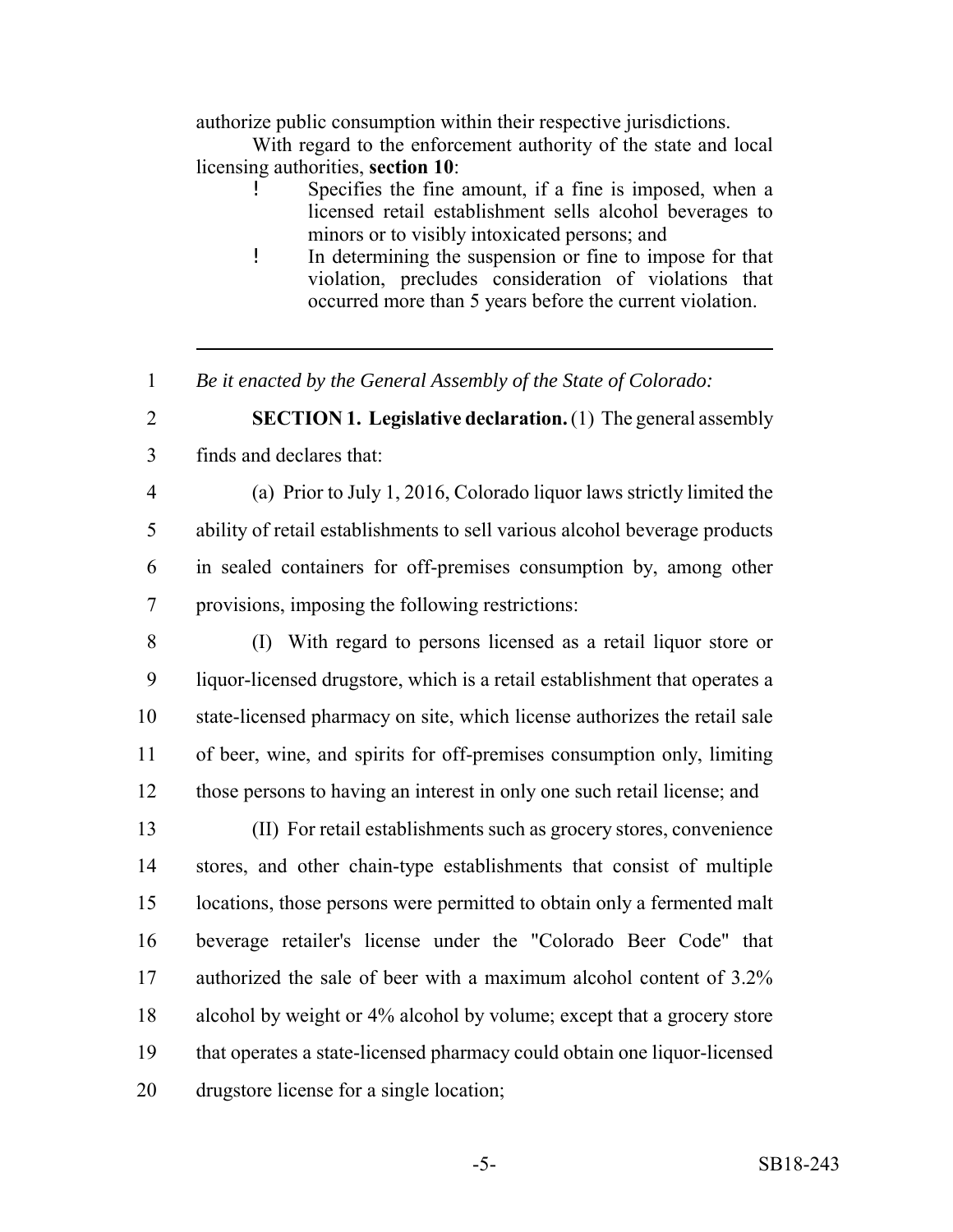authorize public consumption within their respective jurisdictions.

With regard to the enforcement authority of the state and local licensing authorities, **section 10**:

- Specifies the fine amount, if a fine is imposed, when a licensed retail establishment sells alcohol beverages to minors or to visibly intoxicated persons; and
- In determining the suspension or fine to impose for that violation, precludes consideration of violations that occurred more than 5 years before the current violation.

---

1 *Be it enacted by the General Assembly of the State of Colorado:*

2 **SECTION 1. Legislative declaration.** (1) The general assembly
3 finds and declares that:

4 (a) Prior to July 1, 2016, Colorado liquor laws strictly limited the
5 ability of retail establishments to sell various alcohol beverage products
6 in sealed containers for off-premises consumption by, among other
7 provisions, imposing the following restrictions:

8 (I) With regard to persons licensed as a retail liquor store or
9 liquor-licensed drugstore, which is a retail establishment that operates a
10 state-licensed pharmacy on site, which license authorizes the retail sale
11 of beer, wine, and spirits for off-premises consumption only, limiting
12 those persons to having an interest in only one such retail license; and

13 (II) For retail establishments such as grocery stores, convenience
14 stores, and other chain-type establishments that consist of multiple
15 locations, those persons were permitted to obtain only a fermented malt
16 beverage retailer's license under the "Colorado Beer Code" that
17 authorized the sale of beer with a maximum alcohol content of 3.2%
18 alcohol by weight or 4% alcohol by volume; except that a grocery store
19 that operates a state-licensed pharmacy could obtain one liquor-licensed
20 drugstore license for a single location;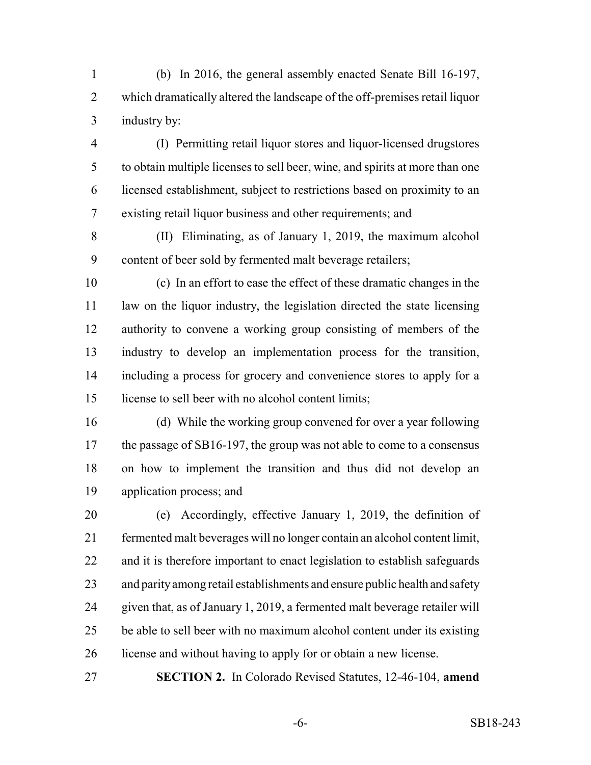(b) In 2016, the general assembly enacted Senate Bill 16-197, which dramatically altered the landscape of the off-premises retail liquor industry by:

(I) Permitting retail liquor stores and liquor-licensed drugstores to obtain multiple licenses to sell beer, wine, and spirits at more than one licensed establishment, subject to restrictions based on proximity to an existing retail liquor business and other requirements; and

(II) Eliminating, as of January 1, 2019, the maximum alcohol content of beer sold by fermented malt beverage retailers;

(c) In an effort to ease the effect of these dramatic changes in the law on the liquor industry, the legislation directed the state licensing authority to convene a working group consisting of members of the industry to develop an implementation process for the transition, including a process for grocery and convenience stores to apply for a license to sell beer with no alcohol content limits;

(d) While the working group convened for over a year following the passage of SB16-197, the group was not able to come to a consensus on how to implement the transition and thus did not develop an application process; and

(e) Accordingly, effective January 1, 2019, the definition of fermented malt beverages will no longer contain an alcohol content limit, and it is therefore important to enact legislation to establish safeguards and parity among retail establishments and ensure public health and safety given that, as of January 1, 2019, a fermented malt beverage retailer will be able to sell beer with no maximum alcohol content under its existing license and without having to apply for or obtain a new license.

**SECTION 2.** In Colorado Revised Statutes, 12-46-104, **amend**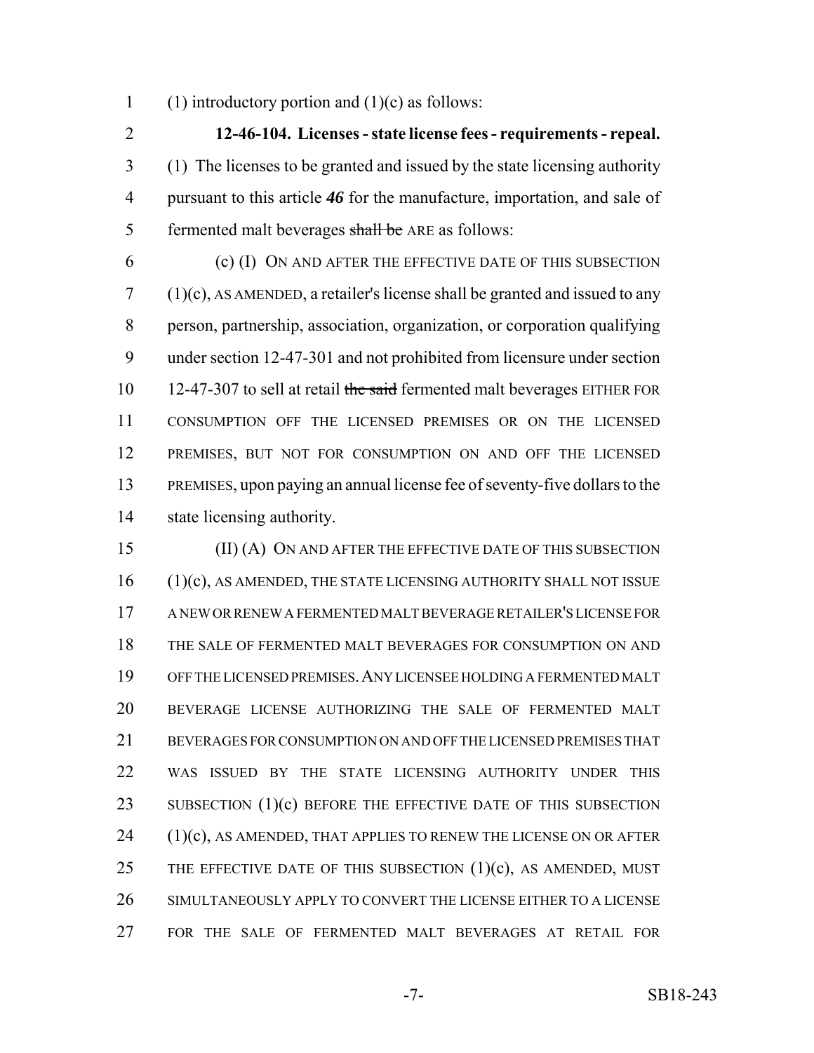(1) introductory portion and (1)(c) as follows:

**12-46-104. Licenses - state license fees - requirements - repeal.** (1) The licenses to be granted and issued by the state licensing authority pursuant to this article ***46*** for the manufacture, importation, and sale of fermented malt beverages ~~shall be~~ ARE as follows:

(c) (I) ON AND AFTER THE EFFECTIVE DATE OF THIS SUBSECTION (1)(c), AS AMENDED, a retailer's license shall be granted and issued to any person, partnership, association, organization, or corporation qualifying under section 12-47-301 and not prohibited from licensure under section 12-47-307 to sell at retail ~~the said~~ fermented malt beverages EITHER FOR CONSUMPTION OFF THE LICENSED PREMISES OR ON THE LICENSED PREMISES, BUT NOT FOR CONSUMPTION ON AND OFF THE LICENSED PREMISES, upon paying an annual license fee of seventy-five dollars to the state licensing authority.

(II) (A) ON AND AFTER THE EFFECTIVE DATE OF THIS SUBSECTION (1)(c), AS AMENDED, THE STATE LICENSING AUTHORITY SHALL NOT ISSUE A NEW OR RENEW A FERMENTED MALT BEVERAGE RETAILER'S LICENSE FOR THE SALE OF FERMENTED MALT BEVERAGES FOR CONSUMPTION ON AND OFF THE LICENSED PREMISES. ANY LICENSEE HOLDING A FERMENTED MALT BEVERAGE LICENSE AUTHORIZING THE SALE OF FERMENTED MALT BEVERAGES FOR CONSUMPTION ON AND OFF THE LICENSED PREMISES THAT WAS ISSUED BY THE STATE LICENSING AUTHORITY UNDER THIS SUBSECTION (1)(c) BEFORE THE EFFECTIVE DATE OF THIS SUBSECTION (1)(c), AS AMENDED, THAT APPLIES TO RENEW THE LICENSE ON OR AFTER THE EFFECTIVE DATE OF THIS SUBSECTION (1)(c), AS AMENDED, MUST SIMULTANEOUSLY APPLY TO CONVERT THE LICENSE EITHER TO A LICENSE FOR THE SALE OF FERMENTED MALT BEVERAGES AT RETAIL FOR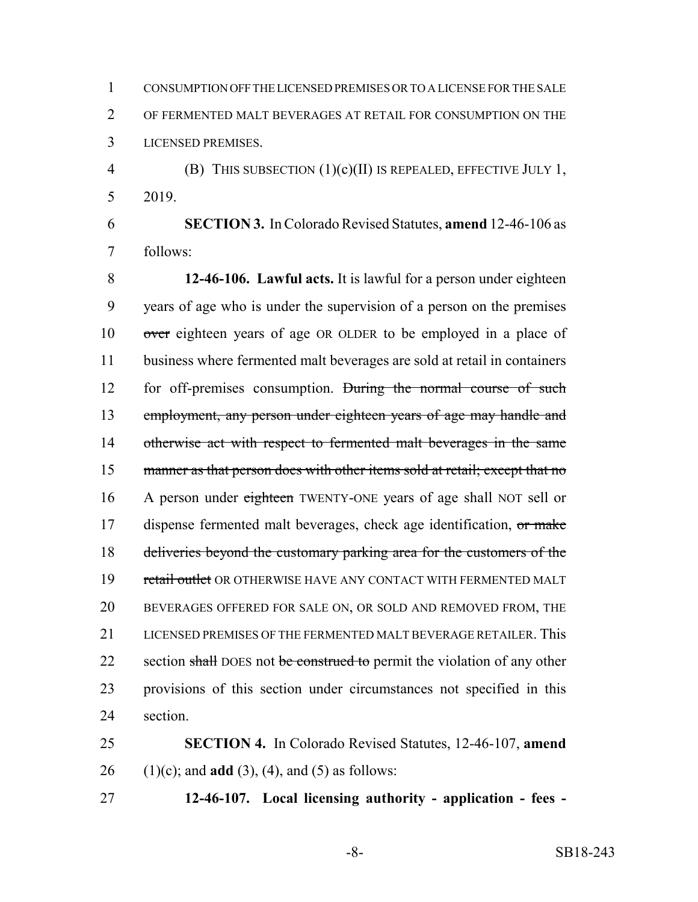CONSUMPTION OFF THE LICENSED PREMISES OR TO A LICENSE FOR THE SALE OF FERMENTED MALT BEVERAGES AT RETAIL FOR CONSUMPTION ON THE LICENSED PREMISES.

(B) THIS SUBSECTION (1)(c)(II) IS REPEALED, EFFECTIVE JULY 1, 2019.

**SECTION 3.** In Colorado Revised Statutes, **amend** 12-46-106 as follows:

**12-46-106. Lawful acts.** It is lawful for a person under eighteen years of age who is under the supervision of a person on the premises ~~over~~ eighteen years of age OR OLDER to be employed in a place of business where fermented malt beverages are sold at retail in containers for off-premises consumption. ~~During the normal course of such employment, any person under eighteen years of age may handle and otherwise act with respect to fermented malt beverages in the same manner as that person does with other items sold at retail; except that no~~ A person under ~~eighteen~~ TWENTY-ONE years of age shall NOT sell or dispense fermented malt beverages, check age identification, ~~or make deliveries beyond the customary parking area for the customers of the retail outlet~~ OR OTHERWISE HAVE ANY CONTACT WITH FERMENTED MALT BEVERAGES OFFERED FOR SALE ON, OR SOLD AND REMOVED FROM, THE LICENSED PREMISES OF THE FERMENTED MALT BEVERAGE RETAILER. This section ~~shall~~ DOES not ~~be construed to~~ permit the violation of any other provisions of this section under circumstances not specified in this section.

**SECTION 4.** In Colorado Revised Statutes, 12-46-107, **amend** (1)(c); and **add** (3), (4), and (5) as follows:

**12-46-107. Local licensing authority - application - fees -**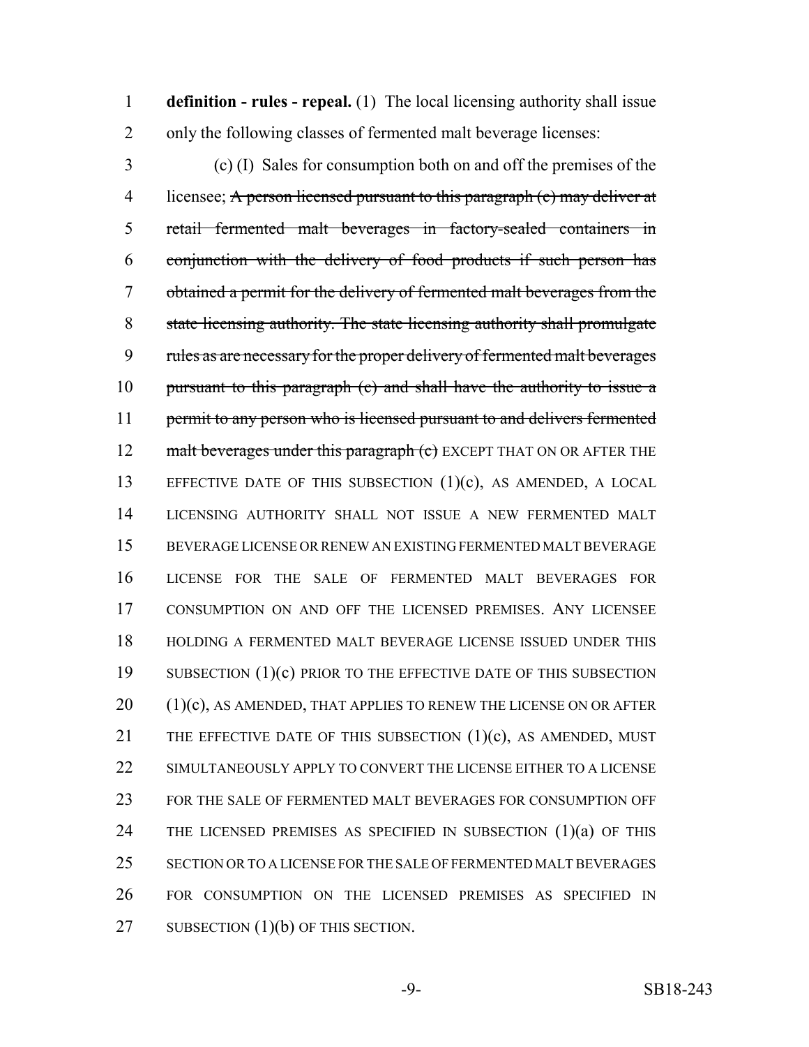**definition - rules - repeal.** (1) The local licensing authority shall issue only the following classes of fermented malt beverage licenses:

(c) (I) Sales for consumption both on and off the premises of the licensee; ~~A person licensed pursuant to this paragraph (c) may deliver at retail fermented malt beverages in factory-sealed containers in conjunction with the delivery of food products if such person has obtained a permit for the delivery of fermented malt beverages from the state licensing authority. The state licensing authority shall promulgate rules as are necessary for the proper delivery of fermented malt beverages pursuant to this paragraph (c) and shall have the authority to issue a permit to any person who is licensed pursuant to and delivers fermented malt beverages under this paragraph (c)~~ EXCEPT THAT ON OR AFTER THE EFFECTIVE DATE OF THIS SUBSECTION (1)(c), AS AMENDED, A LOCAL LICENSING AUTHORITY SHALL NOT ISSUE A NEW FERMENTED MALT BEVERAGE LICENSE OR RENEW AN EXISTING FERMENTED MALT BEVERAGE LICENSE FOR THE SALE OF FERMENTED MALT BEVERAGES FOR CONSUMPTION ON AND OFF THE LICENSED PREMISES. ANY LICENSEE HOLDING A FERMENTED MALT BEVERAGE LICENSE ISSUED UNDER THIS SUBSECTION (1)(c) PRIOR TO THE EFFECTIVE DATE OF THIS SUBSECTION (1)(c), AS AMENDED, THAT APPLIES TO RENEW THE LICENSE ON OR AFTER THE EFFECTIVE DATE OF THIS SUBSECTION (1)(c), AS AMENDED, MUST SIMULTANEOUSLY APPLY TO CONVERT THE LICENSE EITHER TO A LICENSE FOR THE SALE OF FERMENTED MALT BEVERAGES FOR CONSUMPTION OFF THE LICENSED PREMISES AS SPECIFIED IN SUBSECTION (1)(a) OF THIS SECTION OR TO A LICENSE FOR THE SALE OF FERMENTED MALT BEVERAGES FOR CONSUMPTION ON THE LICENSED PREMISES AS SPECIFIED IN SUBSECTION (1)(b) OF THIS SECTION.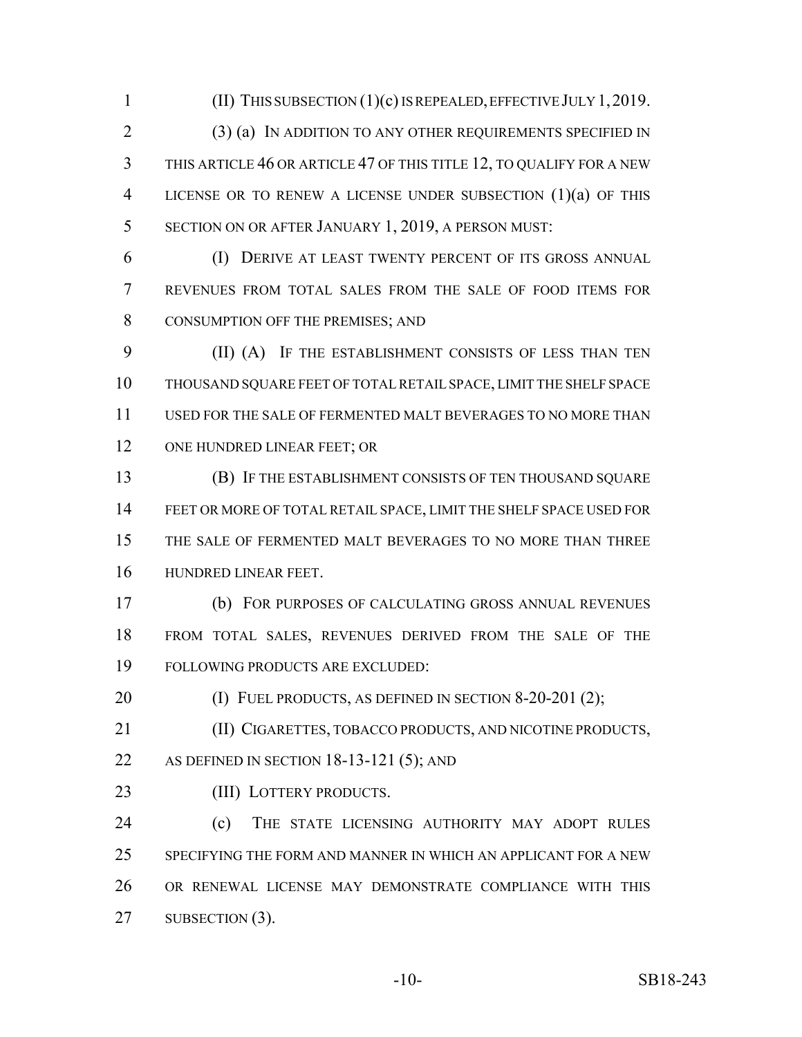(II) THIS SUBSECTION (1)(c) IS REPEALED, EFFECTIVE JULY 1, 2019.

(3) (a) IN ADDITION TO ANY OTHER REQUIREMENTS SPECIFIED IN THIS ARTICLE 46 OR ARTICLE 47 OF THIS TITLE 12, TO QUALIFY FOR A NEW LICENSE OR TO RENEW A LICENSE UNDER SUBSECTION (1)(a) OF THIS SECTION ON OR AFTER JANUARY 1, 2019, A PERSON MUST:

(I) DERIVE AT LEAST TWENTY PERCENT OF ITS GROSS ANNUAL REVENUES FROM TOTAL SALES FROM THE SALE OF FOOD ITEMS FOR CONSUMPTION OFF THE PREMISES; AND

(II) (A) IF THE ESTABLISHMENT CONSISTS OF LESS THAN TEN THOUSAND SQUARE FEET OF TOTAL RETAIL SPACE, LIMIT THE SHELF SPACE USED FOR THE SALE OF FERMENTED MALT BEVERAGES TO NO MORE THAN ONE HUNDRED LINEAR FEET; OR

(B) IF THE ESTABLISHMENT CONSISTS OF TEN THOUSAND SQUARE FEET OR MORE OF TOTAL RETAIL SPACE, LIMIT THE SHELF SPACE USED FOR THE SALE OF FERMENTED MALT BEVERAGES TO NO MORE THAN THREE HUNDRED LINEAR FEET.

(b) FOR PURPOSES OF CALCULATING GROSS ANNUAL REVENUES FROM TOTAL SALES, REVENUES DERIVED FROM THE SALE OF THE FOLLOWING PRODUCTS ARE EXCLUDED:

(I) FUEL PRODUCTS, AS DEFINED IN SECTION 8-20-201 (2);

(II) CIGARETTES, TOBACCO PRODUCTS, AND NICOTINE PRODUCTS, AS DEFINED IN SECTION 18-13-121 (5); AND

(III) LOTTERY PRODUCTS.

(c) THE STATE LICENSING AUTHORITY MAY ADOPT RULES SPECIFYING THE FORM AND MANNER IN WHICH AN APPLICANT FOR A NEW OR RENEWAL LICENSE MAY DEMONSTRATE COMPLIANCE WITH THIS SUBSECTION (3).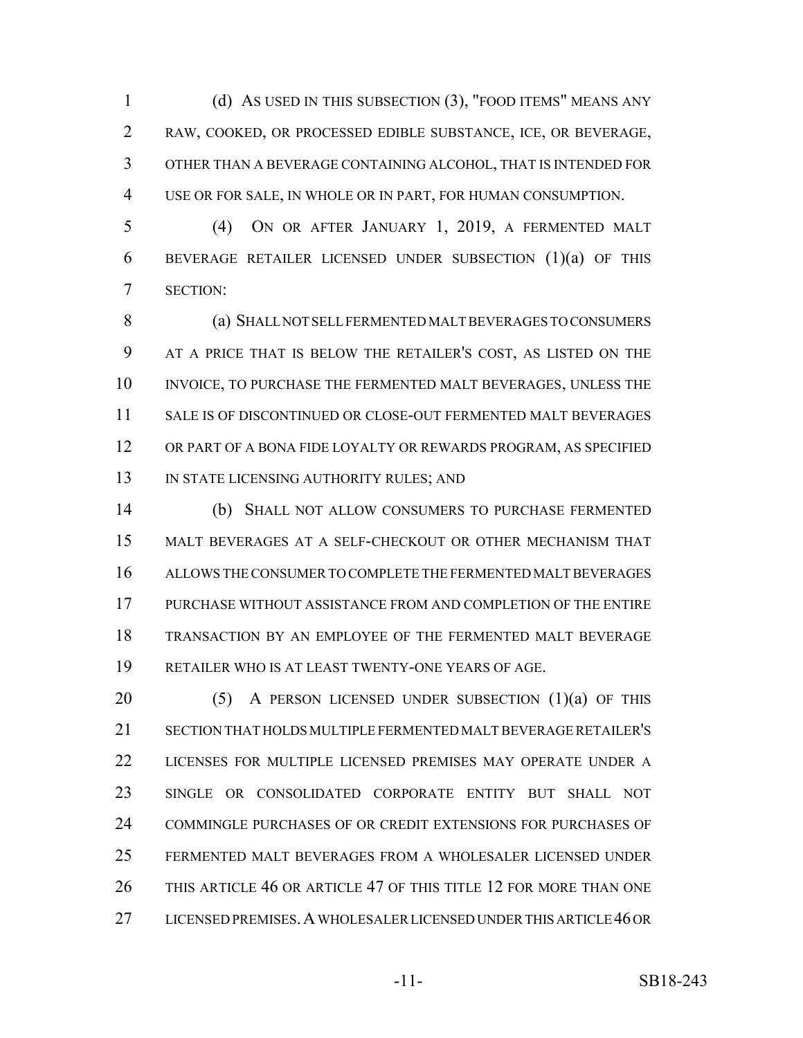(d) AS USED IN THIS SUBSECTION (3), "FOOD ITEMS" MEANS ANY RAW, COOKED, OR PROCESSED EDIBLE SUBSTANCE, ICE, OR BEVERAGE, OTHER THAN A BEVERAGE CONTAINING ALCOHOL, THAT IS INTENDED FOR USE OR FOR SALE, IN WHOLE OR IN PART, FOR HUMAN CONSUMPTION.

(4) ON OR AFTER JANUARY 1, 2019, A FERMENTED MALT BEVERAGE RETAILER LICENSED UNDER SUBSECTION (1)(a) OF THIS SECTION:

(a) SHALL NOT SELL FERMENTED MALT BEVERAGES TO CONSUMERS AT A PRICE THAT IS BELOW THE RETAILER'S COST, AS LISTED ON THE INVOICE, TO PURCHASE THE FERMENTED MALT BEVERAGES, UNLESS THE SALE IS OF DISCONTINUED OR CLOSE-OUT FERMENTED MALT BEVERAGES OR PART OF A BONA FIDE LOYALTY OR REWARDS PROGRAM, AS SPECIFIED IN STATE LICENSING AUTHORITY RULES; AND

(b) SHALL NOT ALLOW CONSUMERS TO PURCHASE FERMENTED MALT BEVERAGES AT A SELF-CHECKOUT OR OTHER MECHANISM THAT ALLOWS THE CONSUMER TO COMPLETE THE FERMENTED MALT BEVERAGES PURCHASE WITHOUT ASSISTANCE FROM AND COMPLETION OF THE ENTIRE TRANSACTION BY AN EMPLOYEE OF THE FERMENTED MALT BEVERAGE RETAILER WHO IS AT LEAST TWENTY-ONE YEARS OF AGE.

(5) A PERSON LICENSED UNDER SUBSECTION (1)(a) OF THIS SECTION THAT HOLDS MULTIPLE FERMENTED MALT BEVERAGE RETAILER'S LICENSES FOR MULTIPLE LICENSED PREMISES MAY OPERATE UNDER A SINGLE OR CONSOLIDATED CORPORATE ENTITY BUT SHALL NOT COMMINGLE PURCHASES OF OR CREDIT EXTENSIONS FOR PURCHASES OF FERMENTED MALT BEVERAGES FROM A WHOLESALER LICENSED UNDER THIS ARTICLE 46 OR ARTICLE 47 OF THIS TITLE 12 FOR MORE THAN ONE LICENSED PREMISES. A WHOLESALER LICENSED UNDER THIS ARTICLE 46 OR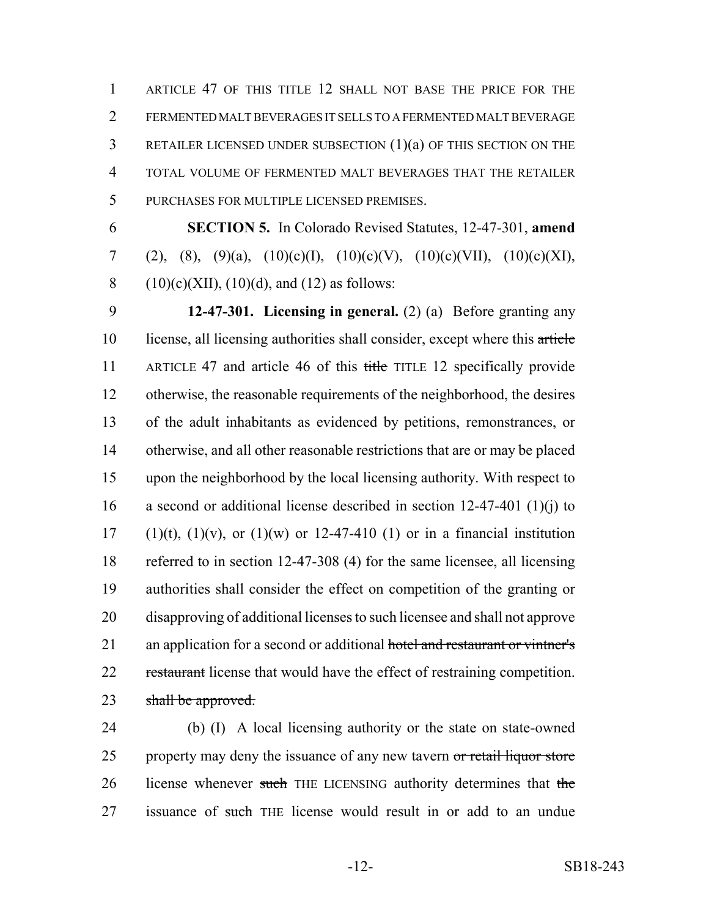ARTICLE 47 OF THIS TITLE 12 SHALL NOT BASE THE PRICE FOR THE FERMENTED MALT BEVERAGES IT SELLS TO A FERMENTED MALT BEVERAGE RETAILER LICENSED UNDER SUBSECTION (1)(a) OF THIS SECTION ON THE TOTAL VOLUME OF FERMENTED MALT BEVERAGES THAT THE RETAILER PURCHASES FOR MULTIPLE LICENSED PREMISES.

**SECTION 5.** In Colorado Revised Statutes, 12-47-301, **amend** (2), (8), (9)(a), (10)(c)(I), (10)(c)(V), (10)(c)(VII), (10)(c)(XI), (10)(c)(XII), (10)(d), and (12) as follows:

**12-47-301. Licensing in general.** (2) (a) Before granting any license, all licensing authorities shall consider, except where this ~~article~~ ARTICLE 47 and article 46 of this ~~title~~ TITLE 12 specifically provide otherwise, the reasonable requirements of the neighborhood, the desires of the adult inhabitants as evidenced by petitions, remonstrances, or otherwise, and all other reasonable restrictions that are or may be placed upon the neighborhood by the local licensing authority. With respect to a second or additional license described in section 12-47-401 (1)(j) to (1)(t), (1)(v), or (1)(w) or 12-47-410 (1) or in a financial institution referred to in section 12-47-308 (4) for the same licensee, all licensing authorities shall consider the effect on competition of the granting or disapproving of additional licenses to such licensee and shall not approve an application for a second or additional ~~hotel and restaurant or vintner's restaurant~~ license that would have the effect of restraining competition. ~~shall be approved.~~

(b) (I) A local licensing authority or the state on state-owned property may deny the issuance of any new tavern ~~or retail liquor store~~ license whenever ~~such~~ THE LICENSING authority determines that ~~the~~ issuance of ~~such~~ THE license would result in or add to an undue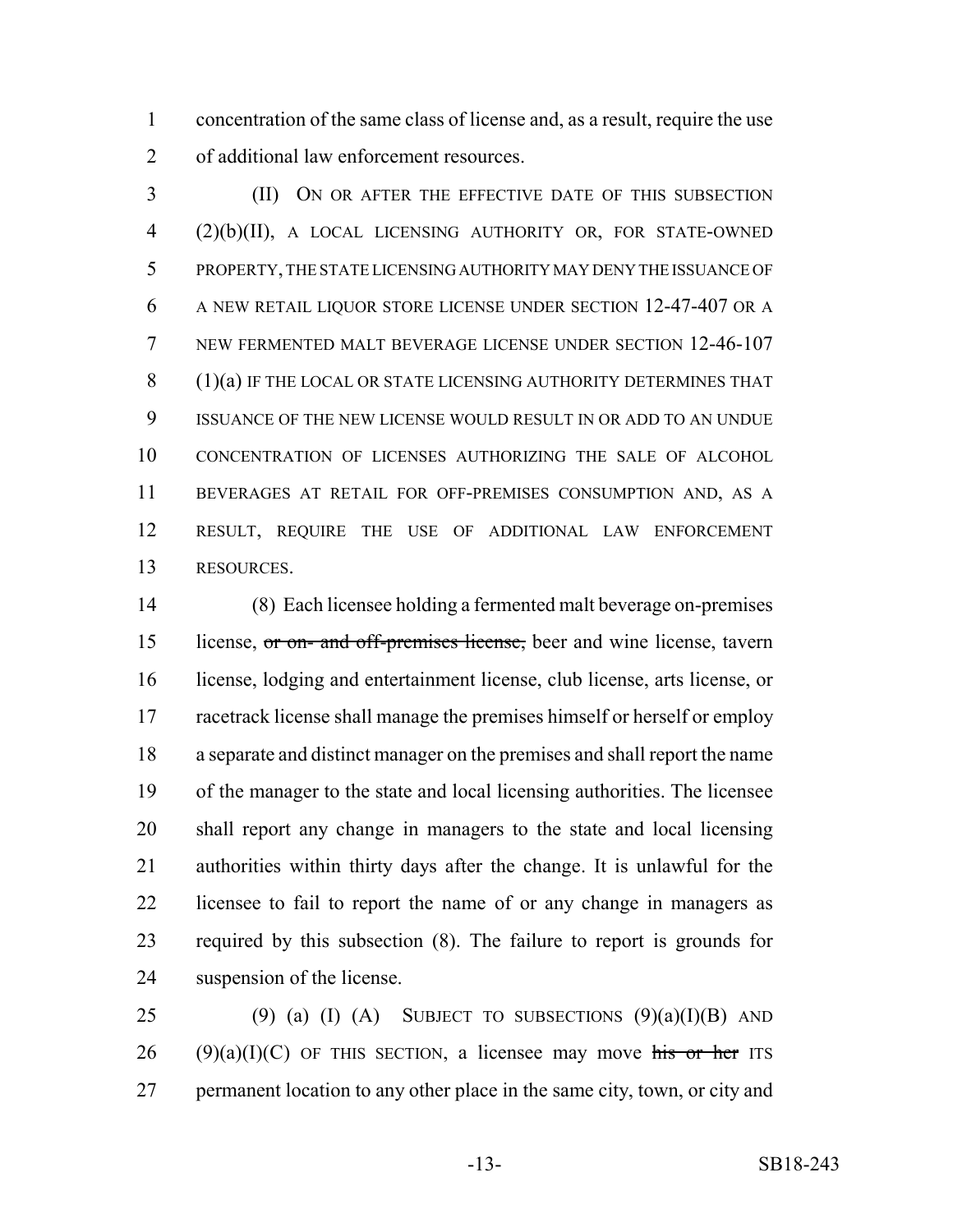concentration of the same class of license and, as a result, require the use of additional law enforcement resources.

(II) ON OR AFTER THE EFFECTIVE DATE OF THIS SUBSECTION (2)(b)(II), A LOCAL LICENSING AUTHORITY OR, FOR STATE-OWNED PROPERTY, THE STATE LICENSING AUTHORITY MAY DENY THE ISSUANCE OF A NEW RETAIL LIQUOR STORE LICENSE UNDER SECTION 12-47-407 OR A NEW FERMENTED MALT BEVERAGE LICENSE UNDER SECTION 12-46-107 (1)(a) IF THE LOCAL OR STATE LICENSING AUTHORITY DETERMINES THAT ISSUANCE OF THE NEW LICENSE WOULD RESULT IN OR ADD TO AN UNDUE CONCENTRATION OF LICENSES AUTHORIZING THE SALE OF ALCOHOL BEVERAGES AT RETAIL FOR OFF-PREMISES CONSUMPTION AND, AS A RESULT, REQUIRE THE USE OF ADDITIONAL LAW ENFORCEMENT RESOURCES.

(8) Each licensee holding a fermented malt beverage on-premises license, ~~or on- and off-premises license,~~ beer and wine license, tavern license, lodging and entertainment license, club license, arts license, or racetrack license shall manage the premises himself or herself or employ a separate and distinct manager on the premises and shall report the name of the manager to the state and local licensing authorities. The licensee shall report any change in managers to the state and local licensing authorities within thirty days after the change. It is unlawful for the licensee to fail to report the name of or any change in managers as required by this subsection (8). The failure to report is grounds for suspension of the license.

(9) (a) (I) (A) SUBJECT TO SUBSECTIONS (9)(a)(I)(B) AND (9)(a)(I)(C) OF THIS SECTION, a licensee may move ~~his or her~~ ITS permanent location to any other place in the same city, town, or city and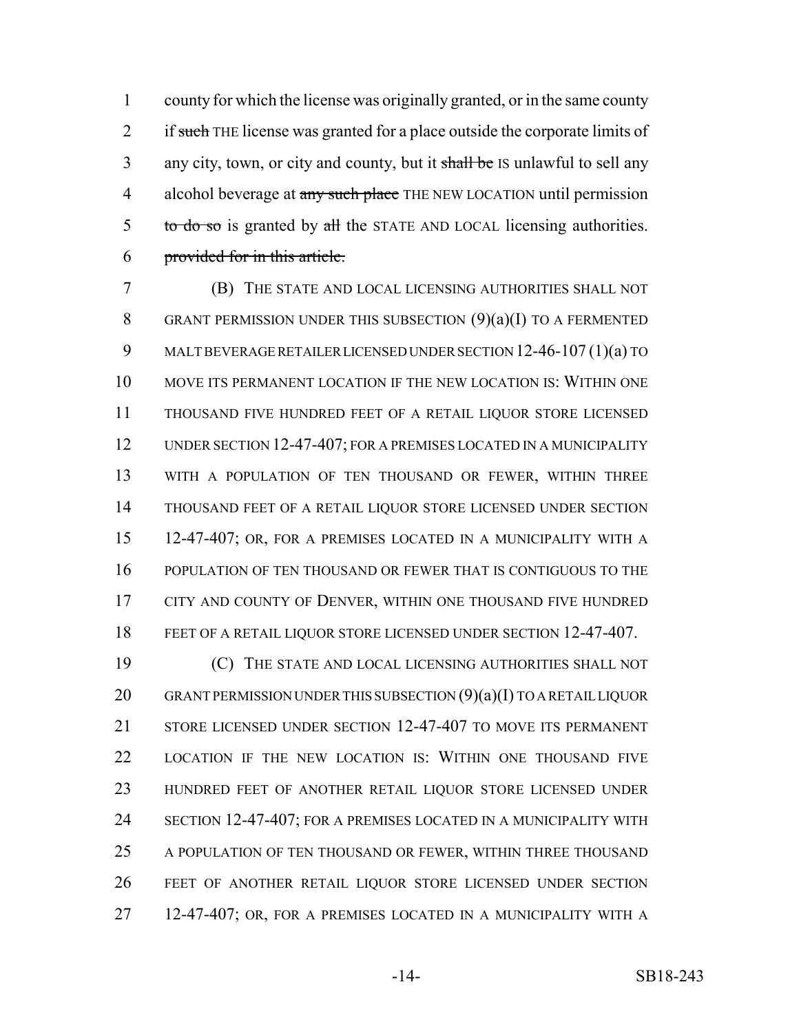county for which the license was originally granted, or in the same county if ~~such~~ THE license was granted for a place outside the corporate limits of any city, town, or city and county, but it ~~shall be~~ IS unlawful to sell any alcohol beverage at ~~any such place~~ THE NEW LOCATION until permission ~~to do so~~ is granted by ~~all~~ the STATE AND LOCAL licensing authorities. ~~provided for in this article.~~

(B) THE STATE AND LOCAL LICENSING AUTHORITIES SHALL NOT GRANT PERMISSION UNDER THIS SUBSECTION (9)(a)(I) TO A FERMENTED MALT BEVERAGE RETAILER LICENSED UNDER SECTION 12-46-107 (1)(a) TO MOVE ITS PERMANENT LOCATION IF THE NEW LOCATION IS: WITHIN ONE THOUSAND FIVE HUNDRED FEET OF A RETAIL LIQUOR STORE LICENSED UNDER SECTION 12-47-407; FOR A PREMISES LOCATED IN A MUNICIPALITY WITH A POPULATION OF TEN THOUSAND OR FEWER, WITHIN THREE THOUSAND FEET OF A RETAIL LIQUOR STORE LICENSED UNDER SECTION 12-47-407; OR, FOR A PREMISES LOCATED IN A MUNICIPALITY WITH A POPULATION OF TEN THOUSAND OR FEWER THAT IS CONTIGUOUS TO THE CITY AND COUNTY OF DENVER, WITHIN ONE THOUSAND FIVE HUNDRED FEET OF A RETAIL LIQUOR STORE LICENSED UNDER SECTION 12-47-407.

(C) THE STATE AND LOCAL LICENSING AUTHORITIES SHALL NOT GRANT PERMISSION UNDER THIS SUBSECTION (9)(a)(I) TO A RETAIL LIQUOR STORE LICENSED UNDER SECTION 12-47-407 TO MOVE ITS PERMANENT LOCATION IF THE NEW LOCATION IS: WITHIN ONE THOUSAND FIVE HUNDRED FEET OF ANOTHER RETAIL LIQUOR STORE LICENSED UNDER SECTION 12-47-407; FOR A PREMISES LOCATED IN A MUNICIPALITY WITH A POPULATION OF TEN THOUSAND OR FEWER, WITHIN THREE THOUSAND FEET OF ANOTHER RETAIL LIQUOR STORE LICENSED UNDER SECTION 12-47-407; OR, FOR A PREMISES LOCATED IN A MUNICIPALITY WITH A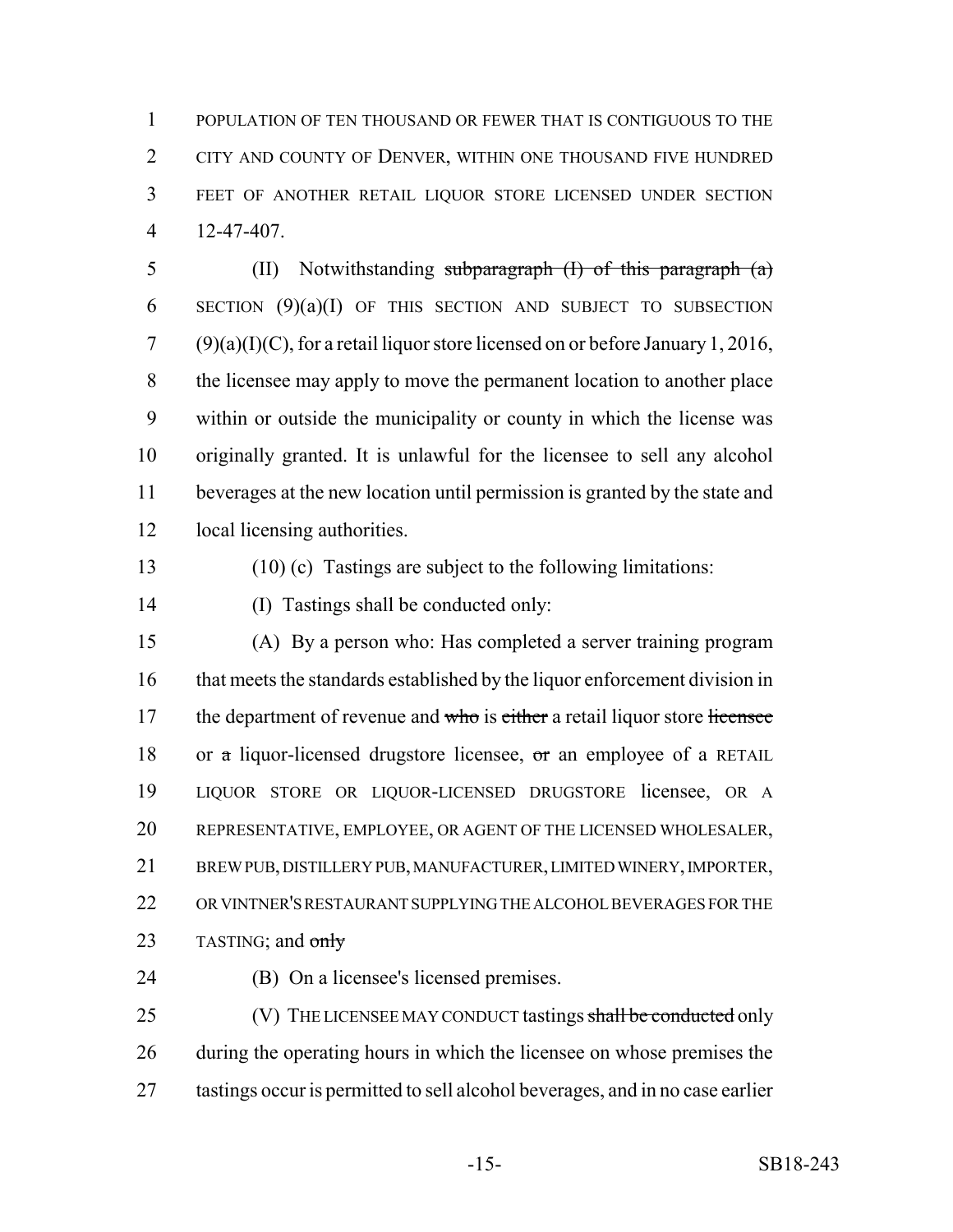POPULATION OF TEN THOUSAND OR FEWER THAT IS CONTIGUOUS TO THE CITY AND COUNTY OF DENVER, WITHIN ONE THOUSAND FIVE HUNDRED FEET OF ANOTHER RETAIL LIQUOR STORE LICENSED UNDER SECTION 12-47-407.

(II) Notwithstanding ~~subparagraph (I) of this paragraph (a)~~ SECTION (9)(a)(I) OF THIS SECTION AND SUBJECT TO SUBSECTION (9)(a)(I)(C), for a retail liquor store licensed on or before January 1, 2016, the licensee may apply to move the permanent location to another place within or outside the municipality or county in which the license was originally granted. It is unlawful for the licensee to sell any alcohol beverages at the new location until permission is granted by the state and local licensing authorities.

(10) (c) Tastings are subject to the following limitations:

(I) Tastings shall be conducted only:

(A) By a person who: Has completed a server training program that meets the standards established by the liquor enforcement division in the department of revenue and ~~who~~ is ~~either~~ a retail liquor store ~~licensee~~ or ~~a~~ liquor-licensed drugstore licensee, ~~or~~ an employee of a RETAIL LIQUOR STORE OR LIQUOR-LICENSED DRUGSTORE licensee, OR A REPRESENTATIVE, EMPLOYEE, OR AGENT OF THE LICENSED WHOLESALER, BREW PUB, DISTILLERY PUB, MANUFACTURER, LIMITED WINERY, IMPORTER, OR VINTNER'S RESTAURANT SUPPLYING THE ALCOHOL BEVERAGES FOR THE TASTING; and ~~only~~

(B) On a licensee's licensed premises.

(V) THE LICENSEE MAY CONDUCT tastings ~~shall be conducted~~ only during the operating hours in which the licensee on whose premises the tastings occur is permitted to sell alcohol beverages, and in no case earlier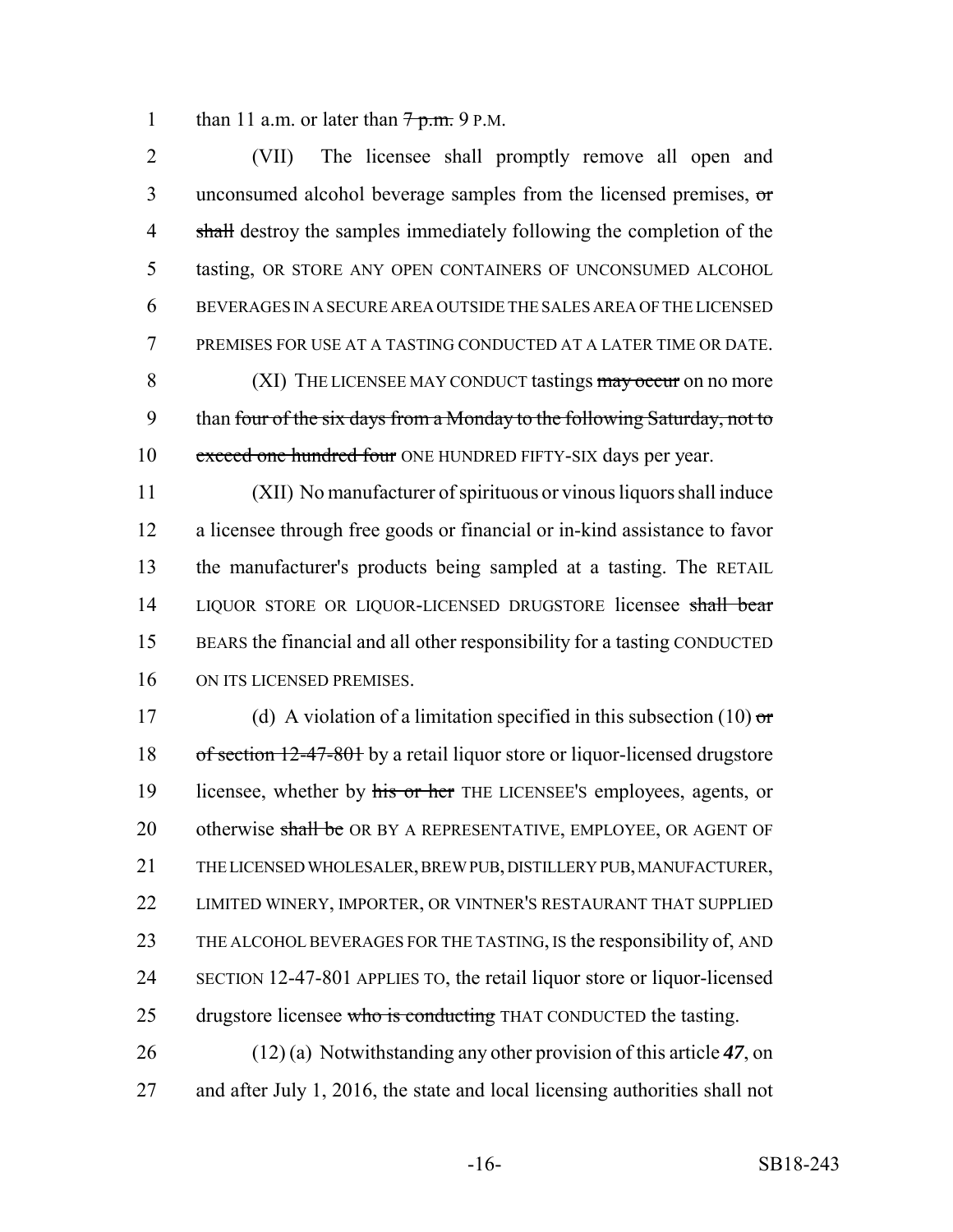than 11 a.m. or later than ~~7 p.m.~~ 9 P.M.

(VII) The licensee shall promptly remove all open and unconsumed alcohol beverage samples from the licensed premises, ~~or shall~~ destroy the samples immediately following the completion of the tasting, OR STORE ANY OPEN CONTAINERS OF UNCONSUMED ALCOHOL BEVERAGES IN A SECURE AREA OUTSIDE THE SALES AREA OF THE LICENSED PREMISES FOR USE AT A TASTING CONDUCTED AT A LATER TIME OR DATE.

(XI) THE LICENSEE MAY CONDUCT tastings ~~may occur~~ on no more than ~~four of the six days from a Monday to the following Saturday, not to exceed one hundred four~~ ONE HUNDRED FIFTY-SIX days per year.

(XII) No manufacturer of spirituous or vinous liquors shall induce a licensee through free goods or financial or in-kind assistance to favor the manufacturer's products being sampled at a tasting. The RETAIL LIQUOR STORE OR LIQUOR-LICENSED DRUGSTORE licensee ~~shall bear~~ BEARS the financial and all other responsibility for a tasting CONDUCTED ON ITS LICENSED PREMISES.

(d) A violation of a limitation specified in this subsection (10) ~~or of section 12-47-801~~ by a retail liquor store or liquor-licensed drugstore licensee, whether by ~~his or her~~ THE LICENSEE'S employees, agents, or otherwise ~~shall be~~ OR BY A REPRESENTATIVE, EMPLOYEE, OR AGENT OF THE LICENSED WHOLESALER, BREW PUB, DISTILLERY PUB, MANUFACTURER, LIMITED WINERY, IMPORTER, OR VINTNER'S RESTAURANT THAT SUPPLIED THE ALCOHOL BEVERAGES FOR THE TASTING, IS the responsibility of, AND SECTION 12-47-801 APPLIES TO, the retail liquor store or liquor-licensed drugstore licensee ~~who is conducting~~ THAT CONDUCTED the tasting.

(12) (a) Notwithstanding any other provision of this article ***47***, on and after July 1, 2016, the state and local licensing authorities shall not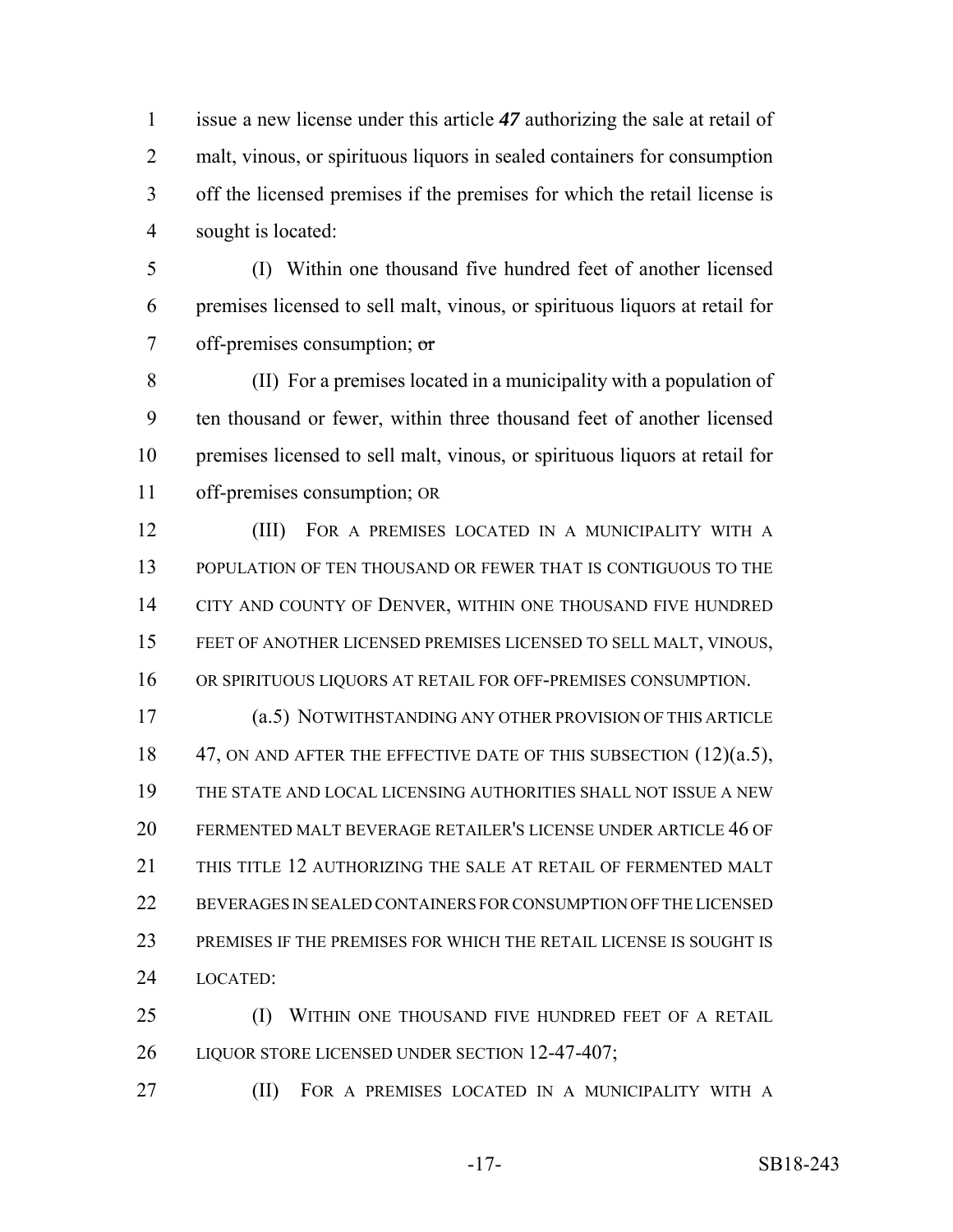issue a new license under this article ***47*** authorizing the sale at retail of malt, vinous, or spirituous liquors in sealed containers for consumption off the licensed premises if the premises for which the retail license is sought is located:

(I) Within one thousand five hundred feet of another licensed premises licensed to sell malt, vinous, or spirituous liquors at retail for off-premises consumption; ~~or~~

(II) For a premises located in a municipality with a population of ten thousand or fewer, within three thousand feet of another licensed premises licensed to sell malt, vinous, or spirituous liquors at retail for off-premises consumption; OR

(III) FOR A PREMISES LOCATED IN A MUNICIPALITY WITH A POPULATION OF TEN THOUSAND OR FEWER THAT IS CONTIGUOUS TO THE CITY AND COUNTY OF DENVER, WITHIN ONE THOUSAND FIVE HUNDRED FEET OF ANOTHER LICENSED PREMISES LICENSED TO SELL MALT, VINOUS, OR SPIRITUOUS LIQUORS AT RETAIL FOR OFF-PREMISES CONSUMPTION.

(a.5) NOTWITHSTANDING ANY OTHER PROVISION OF THIS ARTICLE 47, ON AND AFTER THE EFFECTIVE DATE OF THIS SUBSECTION (12)(a.5), THE STATE AND LOCAL LICENSING AUTHORITIES SHALL NOT ISSUE A NEW FERMENTED MALT BEVERAGE RETAILER'S LICENSE UNDER ARTICLE 46 OF THIS TITLE 12 AUTHORIZING THE SALE AT RETAIL OF FERMENTED MALT BEVERAGES IN SEALED CONTAINERS FOR CONSUMPTION OFF THE LICENSED PREMISES IF THE PREMISES FOR WHICH THE RETAIL LICENSE IS SOUGHT IS LOCATED:

(I) WITHIN ONE THOUSAND FIVE HUNDRED FEET OF A RETAIL LIQUOR STORE LICENSED UNDER SECTION 12-47-407;

(II) FOR A PREMISES LOCATED IN A MUNICIPALITY WITH A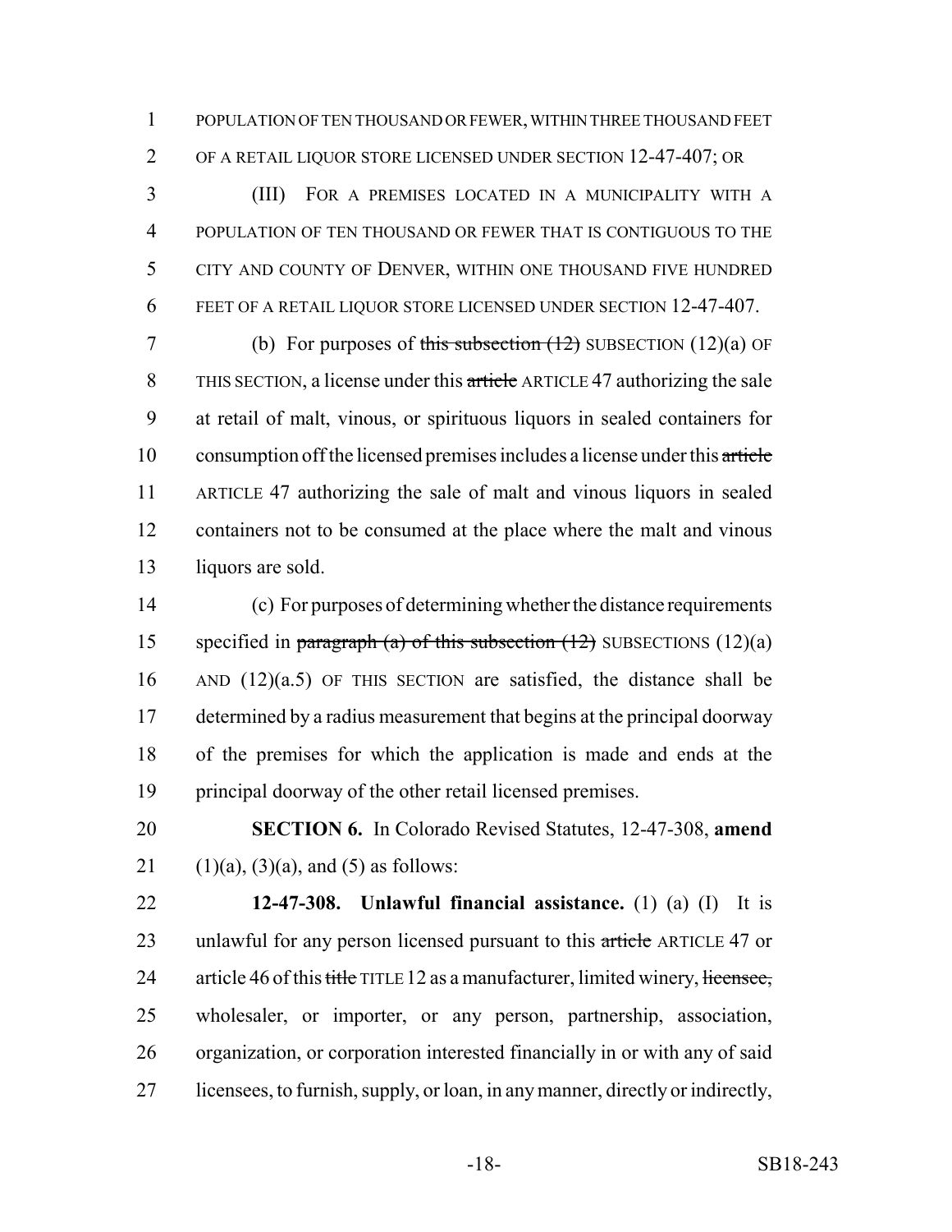POPULATION OF TEN THOUSAND OR FEWER, WITHIN THREE THOUSAND FEET OF A RETAIL LIQUOR STORE LICENSED UNDER SECTION 12-47-407; OR

(III) FOR A PREMISES LOCATED IN A MUNICIPALITY WITH A POPULATION OF TEN THOUSAND OR FEWER THAT IS CONTIGUOUS TO THE CITY AND COUNTY OF DENVER, WITHIN ONE THOUSAND FIVE HUNDRED FEET OF A RETAIL LIQUOR STORE LICENSED UNDER SECTION 12-47-407.

(b) For purposes of ~~this subsection (12)~~ SUBSECTION (12)(a) OF THIS SECTION, a license under this ~~article~~ ARTICLE 47 authorizing the sale at retail of malt, vinous, or spirituous liquors in sealed containers for consumption off the licensed premises includes a license under this ~~article~~ ARTICLE 47 authorizing the sale of malt and vinous liquors in sealed containers not to be consumed at the place where the malt and vinous liquors are sold.

(c) For purposes of determining whether the distance requirements specified in ~~paragraph (a) of this subsection (12)~~ SUBSECTIONS (12)(a) AND (12)(a.5) OF THIS SECTION are satisfied, the distance shall be determined by a radius measurement that begins at the principal doorway of the premises for which the application is made and ends at the principal doorway of the other retail licensed premises.

**SECTION 6.** In Colorado Revised Statutes, 12-47-308, **amend** (1)(a), (3)(a), and (5) as follows:

**12-47-308. Unlawful financial assistance.** (1) (a) (I) It is unlawful for any person licensed pursuant to this ~~article~~ ARTICLE 47 or article 46 of this ~~title~~ TITLE 12 as a manufacturer, limited winery, ~~licensee,~~ wholesaler, or importer, or any person, partnership, association, organization, or corporation interested financially in or with any of said licensees, to furnish, supply, or loan, in any manner, directly or indirectly,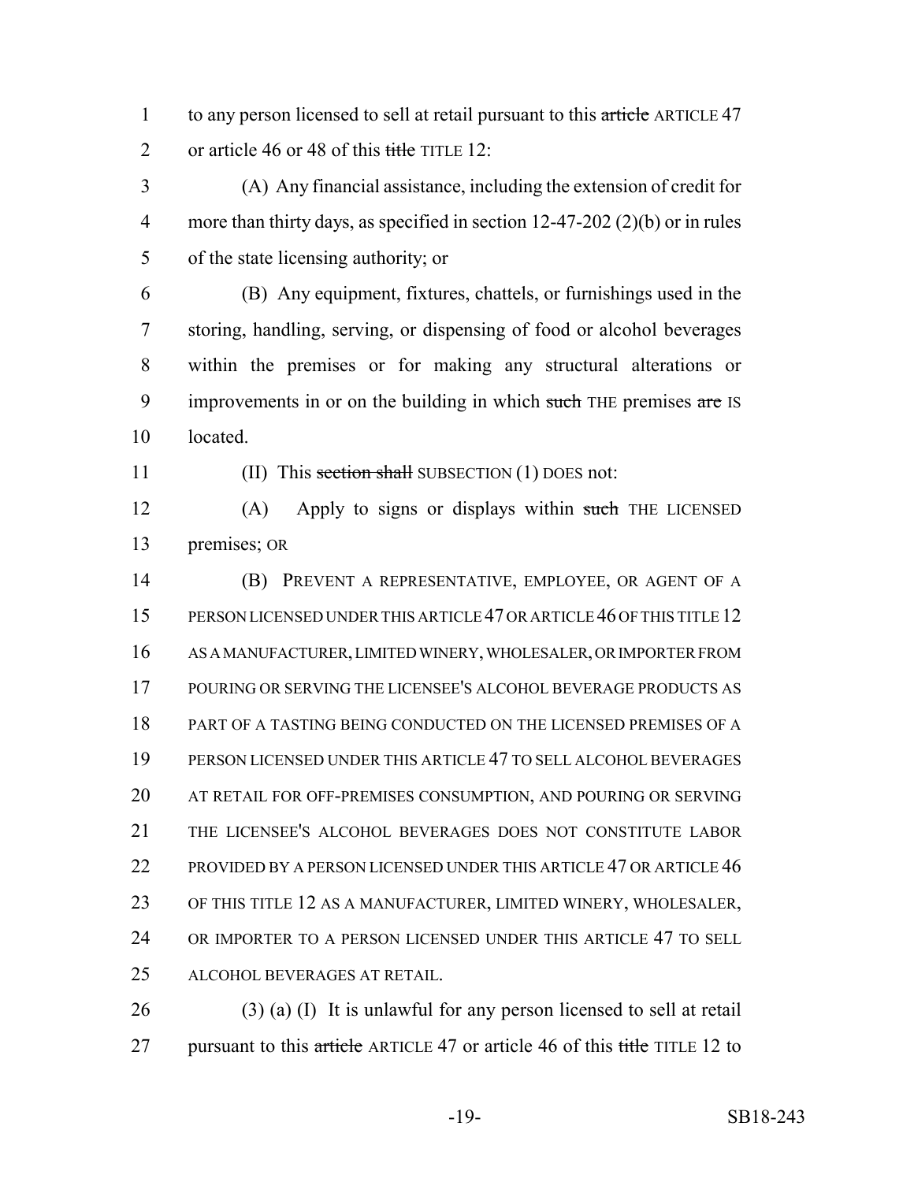to any person licensed to sell at retail pursuant to this ~~article~~ ARTICLE 47 or article 46 or 48 of this ~~title~~ TITLE 12:

(A) Any financial assistance, including the extension of credit for more than thirty days, as specified in section 12-47-202 (2)(b) or in rules of the state licensing authority; or

(B) Any equipment, fixtures, chattels, or furnishings used in the storing, handling, serving, or dispensing of food or alcohol beverages within the premises or for making any structural alterations or improvements in or on the building in which ~~such~~ THE premises ~~are~~ IS located.

(II) This ~~section shall~~ SUBSECTION (1) DOES not:

(A) Apply to signs or displays within ~~such~~ THE LICENSED premises; OR

(B) PREVENT A REPRESENTATIVE, EMPLOYEE, OR AGENT OF A PERSON LICENSED UNDER THIS ARTICLE 47 OR ARTICLE 46 OF THIS TITLE 12 AS A MANUFACTURER, LIMITED WINERY, WHOLESALER, OR IMPORTER FROM POURING OR SERVING THE LICENSEE'S ALCOHOL BEVERAGE PRODUCTS AS PART OF A TASTING BEING CONDUCTED ON THE LICENSED PREMISES OF A PERSON LICENSED UNDER THIS ARTICLE 47 TO SELL ALCOHOL BEVERAGES AT RETAIL FOR OFF-PREMISES CONSUMPTION, AND POURING OR SERVING THE LICENSEE'S ALCOHOL BEVERAGES DOES NOT CONSTITUTE LABOR PROVIDED BY A PERSON LICENSED UNDER THIS ARTICLE 47 OR ARTICLE 46 OF THIS TITLE 12 AS A MANUFACTURER, LIMITED WINERY, WHOLESALER, OR IMPORTER TO A PERSON LICENSED UNDER THIS ARTICLE 47 TO SELL ALCOHOL BEVERAGES AT RETAIL.

(3) (a) (I) It is unlawful for any person licensed to sell at retail pursuant to this ~~article~~ ARTICLE 47 or article 46 of this ~~title~~ TITLE 12 to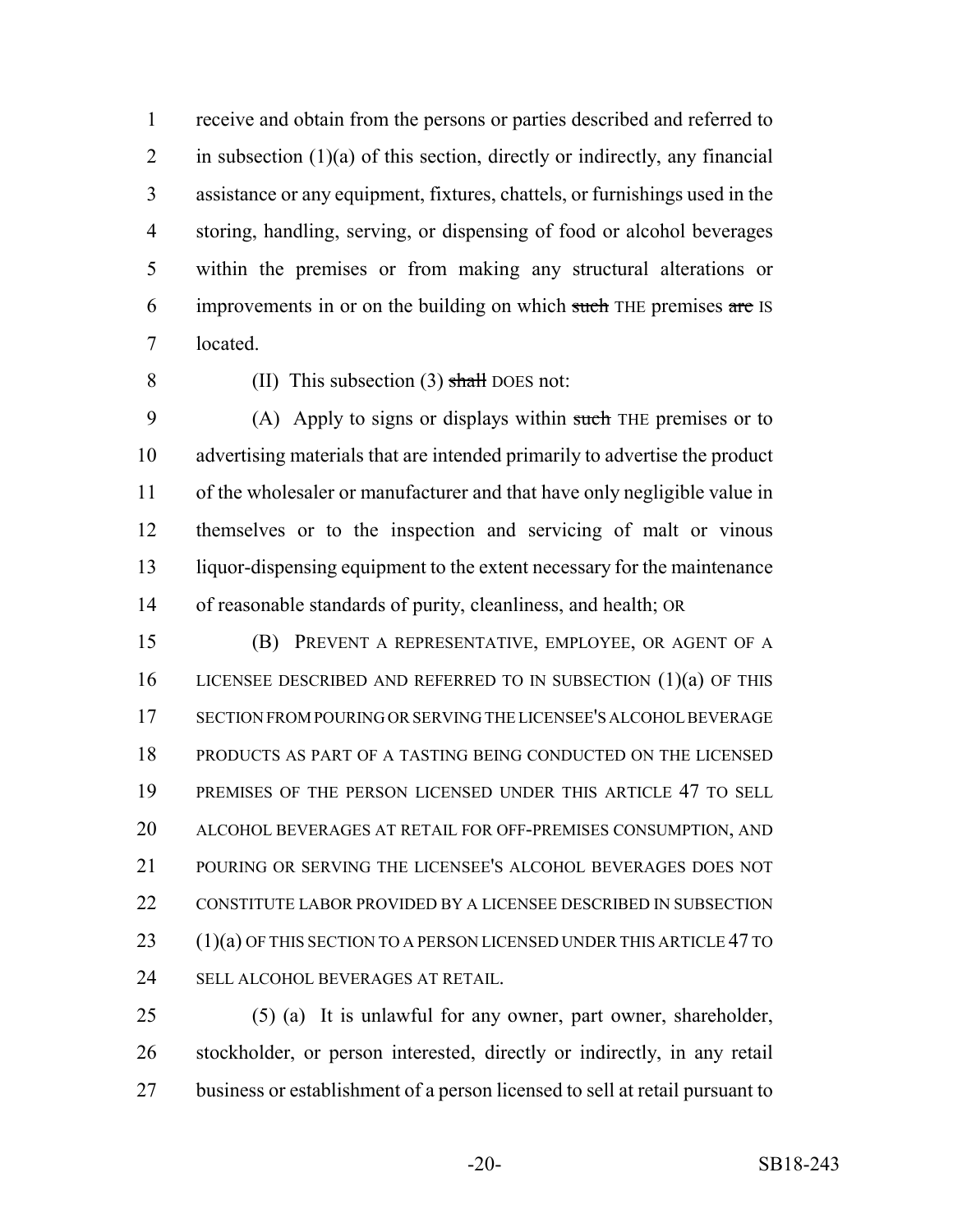receive and obtain from the persons or parties described and referred to in subsection (1)(a) of this section, directly or indirectly, any financial assistance or any equipment, fixtures, chattels, or furnishings used in the storing, handling, serving, or dispensing of food or alcohol beverages within the premises or from making any structural alterations or improvements in or on the building on which ~~such~~ THE premises ~~are~~ IS located.

(II) This subsection (3) ~~shall~~ DOES not:

(A) Apply to signs or displays within ~~such~~ THE premises or to advertising materials that are intended primarily to advertise the product of the wholesaler or manufacturer and that have only negligible value in themselves or to the inspection and servicing of malt or vinous liquor-dispensing equipment to the extent necessary for the maintenance of reasonable standards of purity, cleanliness, and health; OR

(B) PREVENT A REPRESENTATIVE, EMPLOYEE, OR AGENT OF A LICENSEE DESCRIBED AND REFERRED TO IN SUBSECTION (1)(a) OF THIS SECTION FROM POURING OR SERVING THE LICENSEE'S ALCOHOL BEVERAGE PRODUCTS AS PART OF A TASTING BEING CONDUCTED ON THE LICENSED PREMISES OF THE PERSON LICENSED UNDER THIS ARTICLE 47 TO SELL ALCOHOL BEVERAGES AT RETAIL FOR OFF-PREMISES CONSUMPTION, AND POURING OR SERVING THE LICENSEE'S ALCOHOL BEVERAGES DOES NOT CONSTITUTE LABOR PROVIDED BY A LICENSEE DESCRIBED IN SUBSECTION (1)(a) OF THIS SECTION TO A PERSON LICENSED UNDER THIS ARTICLE 47 TO SELL ALCOHOL BEVERAGES AT RETAIL.

(5) (a) It is unlawful for any owner, part owner, shareholder, stockholder, or person interested, directly or indirectly, in any retail business or establishment of a person licensed to sell at retail pursuant to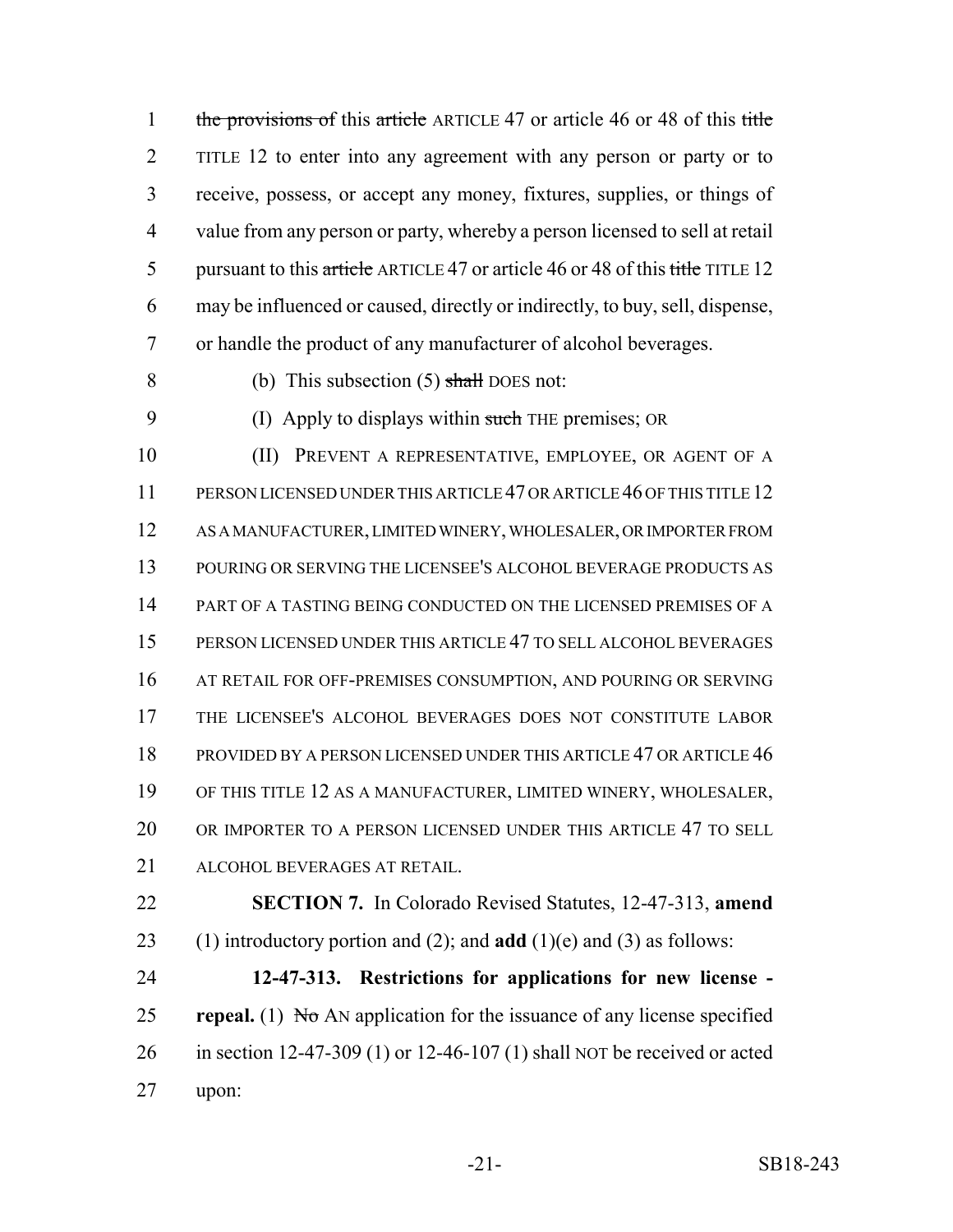the provisions of this article ARTICLE 47 or article 46 or 48 of this title TITLE 12 to enter into any agreement with any person or party or to receive, possess, or accept any money, fixtures, supplies, or things of value from any person or party, whereby a person licensed to sell at retail pursuant to this article ARTICLE 47 or article 46 or 48 of this title TITLE 12 may be influenced or caused, directly or indirectly, to buy, sell, dispense, or handle the product of any manufacturer of alcohol beverages.

(b) This subsection (5) shall DOES not:

(I) Apply to displays within such THE premises; OR

(II) PREVENT A REPRESENTATIVE, EMPLOYEE, OR AGENT OF A PERSON LICENSED UNDER THIS ARTICLE 47 OR ARTICLE 46 OF THIS TITLE 12 AS A MANUFACTURER, LIMITED WINERY, WHOLESALER, OR IMPORTER FROM POURING OR SERVING THE LICENSEE'S ALCOHOL BEVERAGE PRODUCTS AS PART OF A TASTING BEING CONDUCTED ON THE LICENSED PREMISES OF A PERSON LICENSED UNDER THIS ARTICLE 47 TO SELL ALCOHOL BEVERAGES AT RETAIL FOR OFF-PREMISES CONSUMPTION, AND POURING OR SERVING THE LICENSEE'S ALCOHOL BEVERAGES DOES NOT CONSTITUTE LABOR PROVIDED BY A PERSON LICENSED UNDER THIS ARTICLE 47 OR ARTICLE 46 OF THIS TITLE 12 AS A MANUFACTURER, LIMITED WINERY, WHOLESALER, OR IMPORTER TO A PERSON LICENSED UNDER THIS ARTICLE 47 TO SELL ALCOHOL BEVERAGES AT RETAIL.

**SECTION 7.** In Colorado Revised Statutes, 12-47-313, **amend** (1) introductory portion and (2); and **add** (1)(e) and (3) as follows:

**12-47-313. Restrictions for applications for new license - repeal.** (1) No AN application for the issuance of any license specified in section 12-47-309 (1) or 12-46-107 (1) shall NOT be received or acted upon: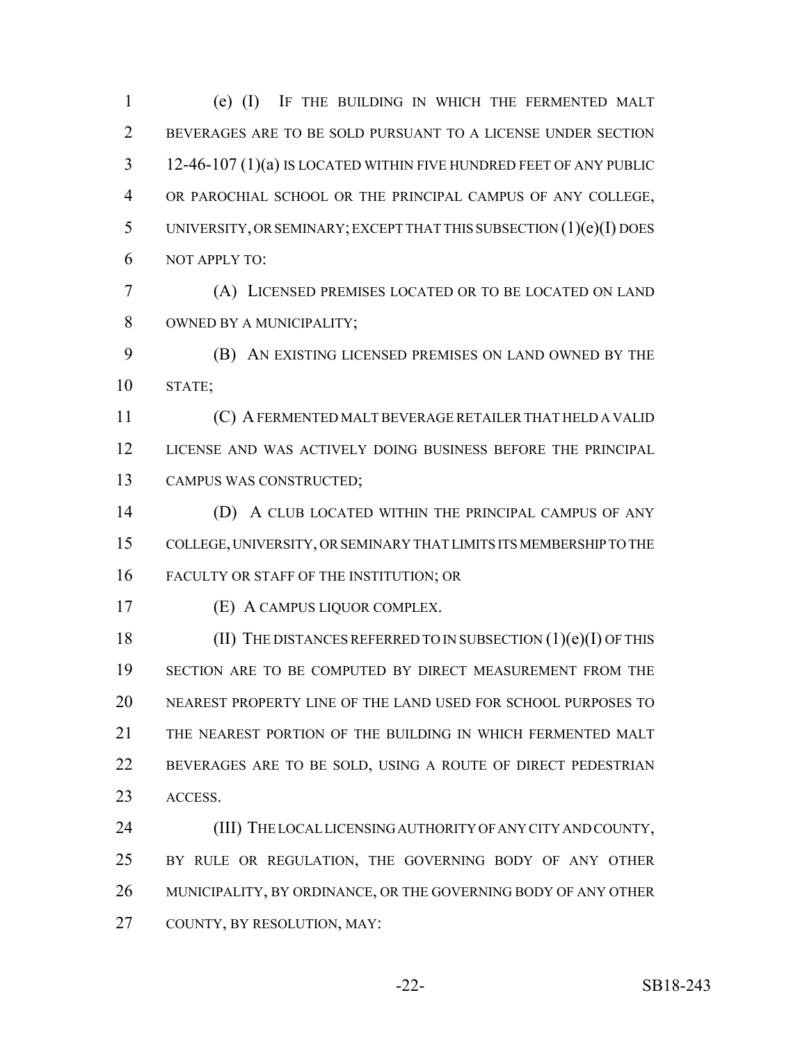(e) (I) IF THE BUILDING IN WHICH THE FERMENTED MALT BEVERAGES ARE TO BE SOLD PURSUANT TO A LICENSE UNDER SECTION 12-46-107 (1)(a) IS LOCATED WITHIN FIVE HUNDRED FEET OF ANY PUBLIC OR PAROCHIAL SCHOOL OR THE PRINCIPAL CAMPUS OF ANY COLLEGE, UNIVERSITY, OR SEMINARY; EXCEPT THAT THIS SUBSECTION (1)(e)(I) DOES NOT APPLY TO:

(A) LICENSED PREMISES LOCATED OR TO BE LOCATED ON LAND OWNED BY A MUNICIPALITY;

(B) AN EXISTING LICENSED PREMISES ON LAND OWNED BY THE STATE;

(C) A FERMENTED MALT BEVERAGE RETAILER THAT HELD A VALID LICENSE AND WAS ACTIVELY DOING BUSINESS BEFORE THE PRINCIPAL CAMPUS WAS CONSTRUCTED;

(D) A CLUB LOCATED WITHIN THE PRINCIPAL CAMPUS OF ANY COLLEGE, UNIVERSITY, OR SEMINARY THAT LIMITS ITS MEMBERSHIP TO THE FACULTY OR STAFF OF THE INSTITUTION; OR

(E) A CAMPUS LIQUOR COMPLEX.

(II) THE DISTANCES REFERRED TO IN SUBSECTION (1)(e)(I) OF THIS SECTION ARE TO BE COMPUTED BY DIRECT MEASUREMENT FROM THE NEAREST PROPERTY LINE OF THE LAND USED FOR SCHOOL PURPOSES TO THE NEAREST PORTION OF THE BUILDING IN WHICH FERMENTED MALT BEVERAGES ARE TO BE SOLD, USING A ROUTE OF DIRECT PEDESTRIAN ACCESS.

(III) THE LOCAL LICENSING AUTHORITY OF ANY CITY AND COUNTY, BY RULE OR REGULATION, THE GOVERNING BODY OF ANY OTHER MUNICIPALITY, BY ORDINANCE, OR THE GOVERNING BODY OF ANY OTHER COUNTY, BY RESOLUTION, MAY: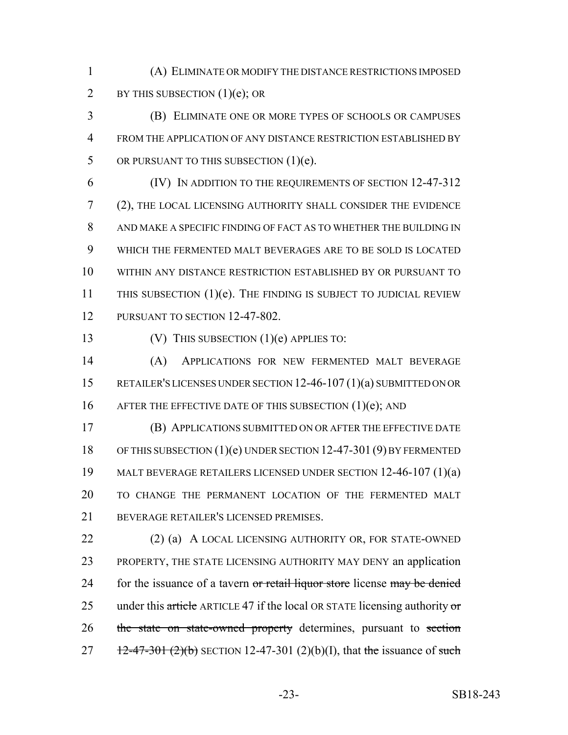(A) ELIMINATE OR MODIFY THE DISTANCE RESTRICTIONS IMPOSED BY THIS SUBSECTION (1)(e); OR

(B) ELIMINATE ONE OR MORE TYPES OF SCHOOLS OR CAMPUSES FROM THE APPLICATION OF ANY DISTANCE RESTRICTION ESTABLISHED BY OR PURSUANT TO THIS SUBSECTION (1)(e).

(IV) IN ADDITION TO THE REQUIREMENTS OF SECTION 12-47-312 (2), THE LOCAL LICENSING AUTHORITY SHALL CONSIDER THE EVIDENCE AND MAKE A SPECIFIC FINDING OF FACT AS TO WHETHER THE BUILDING IN WHICH THE FERMENTED MALT BEVERAGES ARE TO BE SOLD IS LOCATED WITHIN ANY DISTANCE RESTRICTION ESTABLISHED BY OR PURSUANT TO THIS SUBSECTION (1)(e). THE FINDING IS SUBJECT TO JUDICIAL REVIEW PURSUANT TO SECTION 12-47-802.

(V) THIS SUBSECTION (1)(e) APPLIES TO:

(A) APPLICATIONS FOR NEW FERMENTED MALT BEVERAGE RETAILER'S LICENSES UNDER SECTION 12-46-107 (1)(a) SUBMITTED ON OR AFTER THE EFFECTIVE DATE OF THIS SUBSECTION (1)(e); AND

(B) APPLICATIONS SUBMITTED ON OR AFTER THE EFFECTIVE DATE OF THIS SUBSECTION (1)(e) UNDER SECTION 12-47-301 (9) BY FERMENTED MALT BEVERAGE RETAILERS LICENSED UNDER SECTION 12-46-107 (1)(a) TO CHANGE THE PERMANENT LOCATION OF THE FERMENTED MALT BEVERAGE RETAILER'S LICENSED PREMISES.

(2) (a) A LOCAL LICENSING AUTHORITY OR, FOR STATE-OWNED PROPERTY, THE STATE LICENSING AUTHORITY MAY DENY an application for the issuance of a tavern ~~or retail liquor store~~ license ~~may be denied~~ under this ~~article~~ ARTICLE 47 if the local OR STATE licensing authority ~~or the state on state-owned property~~ determines, pursuant to ~~section 12-47-301 (2)(b)~~ SECTION 12-47-301 (2)(b)(I), that ~~the~~ issuance of ~~such~~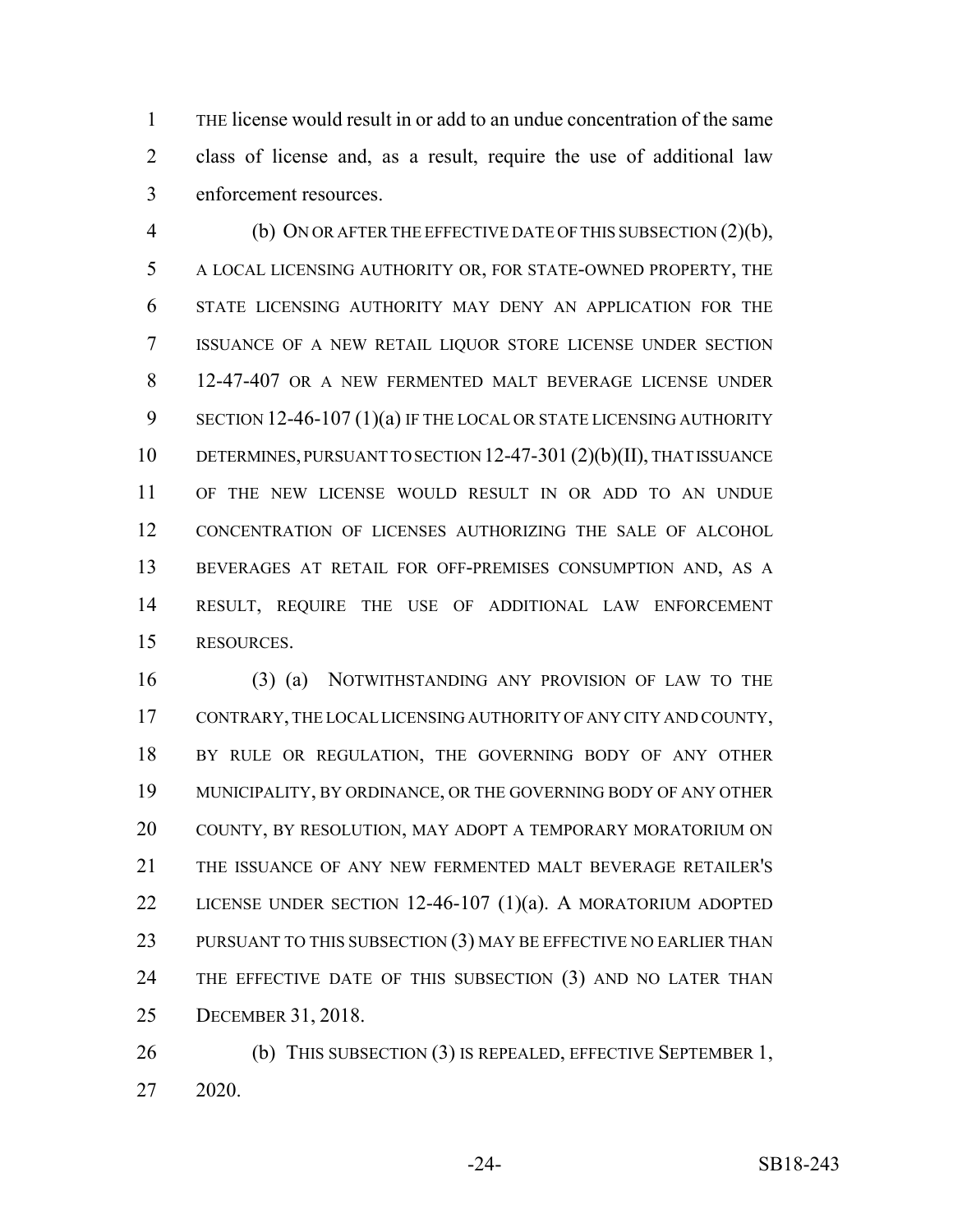THE license would result in or add to an undue concentration of the same class of license and, as a result, require the use of additional law enforcement resources.

(b) ON OR AFTER THE EFFECTIVE DATE OF THIS SUBSECTION (2)(b), A LOCAL LICENSING AUTHORITY OR, FOR STATE-OWNED PROPERTY, THE STATE LICENSING AUTHORITY MAY DENY AN APPLICATION FOR THE ISSUANCE OF A NEW RETAIL LIQUOR STORE LICENSE UNDER SECTION 12-47-407 OR A NEW FERMENTED MALT BEVERAGE LICENSE UNDER SECTION 12-46-107 (1)(a) IF THE LOCAL OR STATE LICENSING AUTHORITY DETERMINES, PURSUANT TO SECTION 12-47-301 (2)(b)(II), THAT ISSUANCE OF THE NEW LICENSE WOULD RESULT IN OR ADD TO AN UNDUE CONCENTRATION OF LICENSES AUTHORIZING THE SALE OF ALCOHOL BEVERAGES AT RETAIL FOR OFF-PREMISES CONSUMPTION AND, AS A RESULT, REQUIRE THE USE OF ADDITIONAL LAW ENFORCEMENT RESOURCES.

(3) (a) NOTWITHSTANDING ANY PROVISION OF LAW TO THE CONTRARY, THE LOCAL LICENSING AUTHORITY OF ANY CITY AND COUNTY, BY RULE OR REGULATION, THE GOVERNING BODY OF ANY OTHER MUNICIPALITY, BY ORDINANCE, OR THE GOVERNING BODY OF ANY OTHER COUNTY, BY RESOLUTION, MAY ADOPT A TEMPORARY MORATORIUM ON THE ISSUANCE OF ANY NEW FERMENTED MALT BEVERAGE RETAILER'S LICENSE UNDER SECTION 12-46-107 (1)(a). A MORATORIUM ADOPTED PURSUANT TO THIS SUBSECTION (3) MAY BE EFFECTIVE NO EARLIER THAN THE EFFECTIVE DATE OF THIS SUBSECTION (3) AND NO LATER THAN DECEMBER 31, 2018.

(b) THIS SUBSECTION (3) IS REPEALED, EFFECTIVE SEPTEMBER 1, 2020.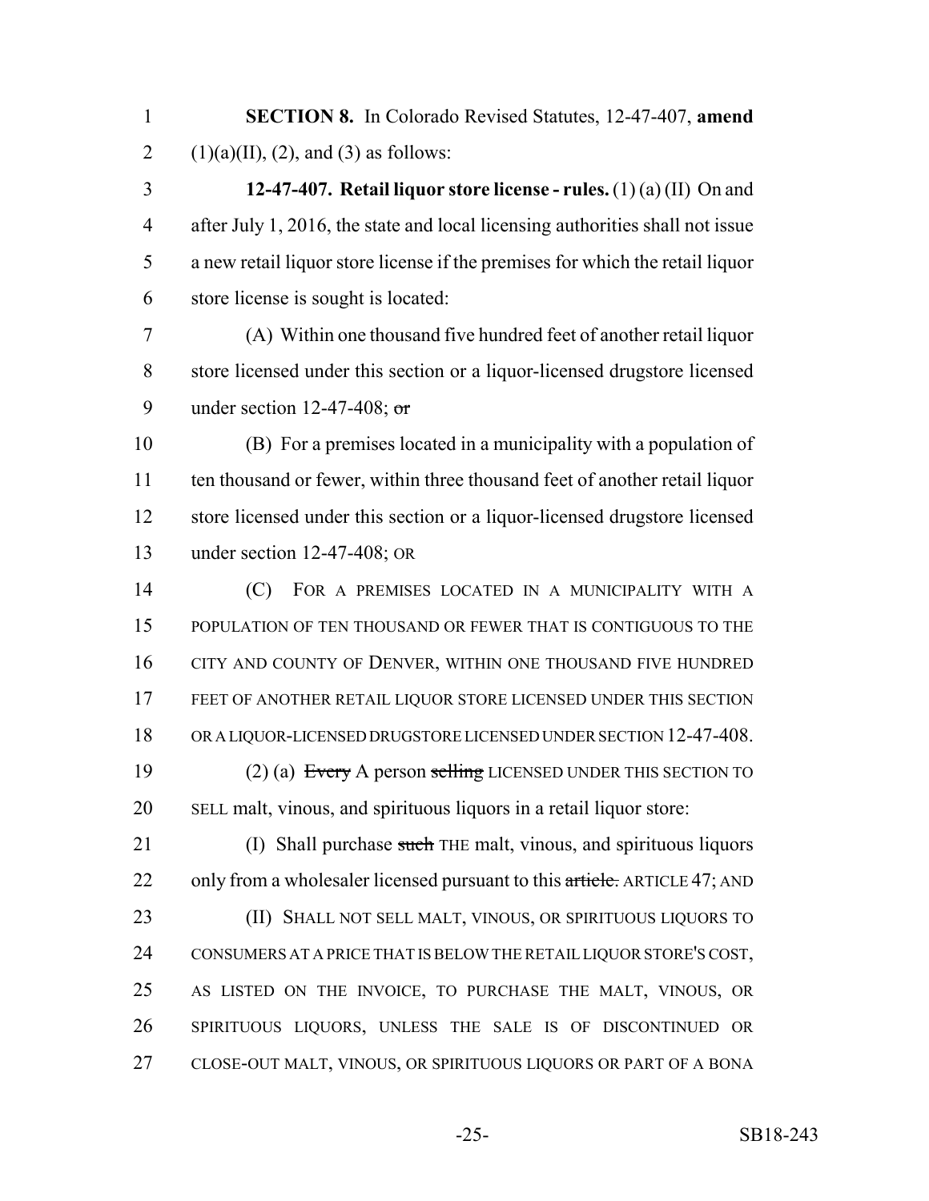**SECTION 8.** In Colorado Revised Statutes, 12-47-407, **amend** (1)(a)(II), (2), and (3) as follows:

**12-47-407. Retail liquor store license - rules.** (1) (a) (II) On and after July 1, 2016, the state and local licensing authorities shall not issue a new retail liquor store license if the premises for which the retail liquor store license is sought is located:

(A) Within one thousand five hundred feet of another retail liquor store licensed under this section or a liquor-licensed drugstore licensed under section 12-47-408; ~~or~~

(B) For a premises located in a municipality with a population of ten thousand or fewer, within three thousand feet of another retail liquor store licensed under this section or a liquor-licensed drugstore licensed under section 12-47-408; OR

(C) FOR A PREMISES LOCATED IN A MUNICIPALITY WITH A POPULATION OF TEN THOUSAND OR FEWER THAT IS CONTIGUOUS TO THE CITY AND COUNTY OF DENVER, WITHIN ONE THOUSAND FIVE HUNDRED FEET OF ANOTHER RETAIL LIQUOR STORE LICENSED UNDER THIS SECTION OR A LIQUOR-LICENSED DRUGSTORE LICENSED UNDER SECTION 12-47-408.

(2) (a) ~~Every~~ A person ~~selling~~ LICENSED UNDER THIS SECTION TO SELL malt, vinous, and spirituous liquors in a retail liquor store:

(I) Shall purchase ~~such~~ THE malt, vinous, and spirituous liquors only from a wholesaler licensed pursuant to this ~~article.~~ ARTICLE 47; AND

(II) SHALL NOT SELL MALT, VINOUS, OR SPIRITUOUS LIQUORS TO CONSUMERS AT A PRICE THAT IS BELOW THE RETAIL LIQUOR STORE'S COST, AS LISTED ON THE INVOICE, TO PURCHASE THE MALT, VINOUS, OR SPIRITUOUS LIQUORS, UNLESS THE SALE IS OF DISCONTINUED OR CLOSE-OUT MALT, VINOUS, OR SPIRITUOUS LIQUORS OR PART OF A BONA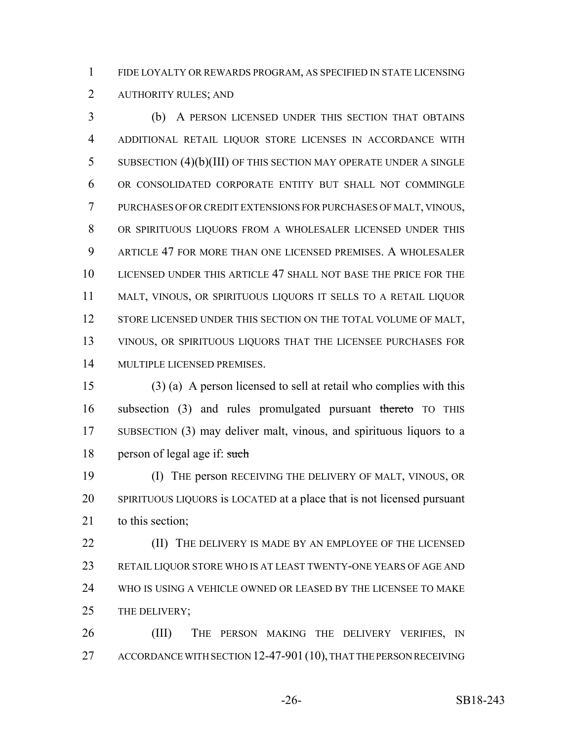FIDE LOYALTY OR REWARDS PROGRAM, AS SPECIFIED IN STATE LICENSING AUTHORITY RULES; AND

(b) A PERSON LICENSED UNDER THIS SECTION THAT OBTAINS ADDITIONAL RETAIL LIQUOR STORE LICENSES IN ACCORDANCE WITH SUBSECTION (4)(b)(III) OF THIS SECTION MAY OPERATE UNDER A SINGLE OR CONSOLIDATED CORPORATE ENTITY BUT SHALL NOT COMMINGLE PURCHASES OF OR CREDIT EXTENSIONS FOR PURCHASES OF MALT, VINOUS, OR SPIRITUOUS LIQUORS FROM A WHOLESALER LICENSED UNDER THIS ARTICLE 47 FOR MORE THAN ONE LICENSED PREMISES. A WHOLESALER LICENSED UNDER THIS ARTICLE 47 SHALL NOT BASE THE PRICE FOR THE MALT, VINOUS, OR SPIRITUOUS LIQUORS IT SELLS TO A RETAIL LIQUOR STORE LICENSED UNDER THIS SECTION ON THE TOTAL VOLUME OF MALT, VINOUS, OR SPIRITUOUS LIQUORS THAT THE LICENSEE PURCHASES FOR MULTIPLE LICENSED PREMISES.

(3) (a) A person licensed to sell at retail who complies with this subsection (3) and rules promulgated pursuant ~~thereto~~ TO THIS SUBSECTION (3) may deliver malt, vinous, and spirituous liquors to a person of legal age if: ~~such~~

(I) THE person RECEIVING THE DELIVERY OF MALT, VINOUS, OR SPIRITUOUS LIQUORS is LOCATED at a place that is not licensed pursuant to this section;

(II) THE DELIVERY IS MADE BY AN EMPLOYEE OF THE LICENSED RETAIL LIQUOR STORE WHO IS AT LEAST TWENTY-ONE YEARS OF AGE AND WHO IS USING A VEHICLE OWNED OR LEASED BY THE LICENSEE TO MAKE THE DELIVERY;

(III) THE PERSON MAKING THE DELIVERY VERIFIES, IN ACCORDANCE WITH SECTION 12-47-901 (10), THAT THE PERSON RECEIVING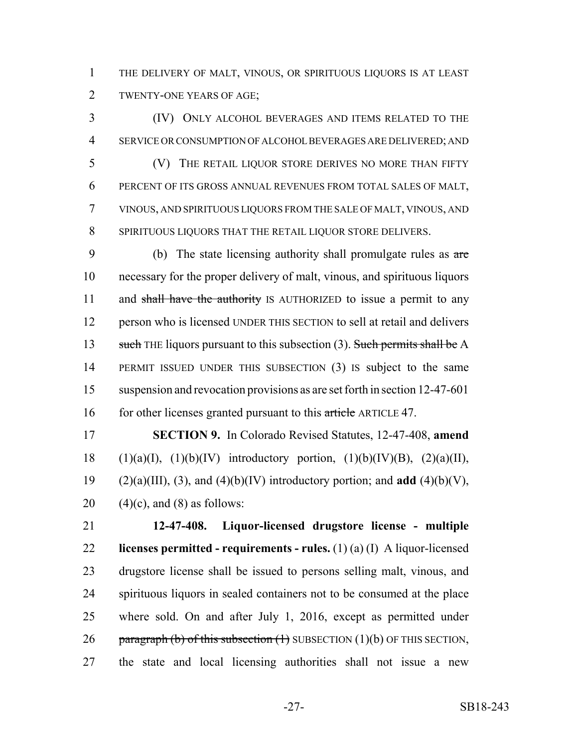THE DELIVERY OF MALT, VINOUS, OR SPIRITUOUS LIQUORS IS AT LEAST TWENTY-ONE YEARS OF AGE;

(IV) ONLY ALCOHOL BEVERAGES AND ITEMS RELATED TO THE SERVICE OR CONSUMPTION OF ALCOHOL BEVERAGES ARE DELIVERED; AND

(V) THE RETAIL LIQUOR STORE DERIVES NO MORE THAN FIFTY PERCENT OF ITS GROSS ANNUAL REVENUES FROM TOTAL SALES OF MALT, VINOUS, AND SPIRITUOUS LIQUORS FROM THE SALE OF MALT, VINOUS, AND SPIRITUOUS LIQUORS THAT THE RETAIL LIQUOR STORE DELIVERS.

(b) The state licensing authority shall promulgate rules as ~~are~~ necessary for the proper delivery of malt, vinous, and spirituous liquors and ~~shall have the authority~~ IS AUTHORIZED to issue a permit to any person who is licensed UNDER THIS SECTION to sell at retail and delivers ~~such~~ THE liquors pursuant to this subsection (3). ~~Such permits shall be~~ A PERMIT ISSUED UNDER THIS SUBSECTION (3) IS subject to the same suspension and revocation provisions as are set forth in section 12-47-601 for other licenses granted pursuant to this ~~article~~ ARTICLE 47.

**SECTION 9.** In Colorado Revised Statutes, 12-47-408, **amend** (1)(a)(I), (1)(b)(IV) introductory portion, (1)(b)(IV)(B), (2)(a)(II), (2)(a)(III), (3), and (4)(b)(IV) introductory portion; and **add** (4)(b)(V), (4)(c), and (8) as follows:

**12-47-408. Liquor-licensed drugstore license - multiple licenses permitted - requirements - rules.** (1) (a) (I) A liquor-licensed drugstore license shall be issued to persons selling malt, vinous, and spirituous liquors in sealed containers not to be consumed at the place where sold. On and after July 1, 2016, except as permitted under ~~paragraph (b) of this subsection (1)~~ SUBSECTION (1)(b) OF THIS SECTION, the state and local licensing authorities shall not issue a new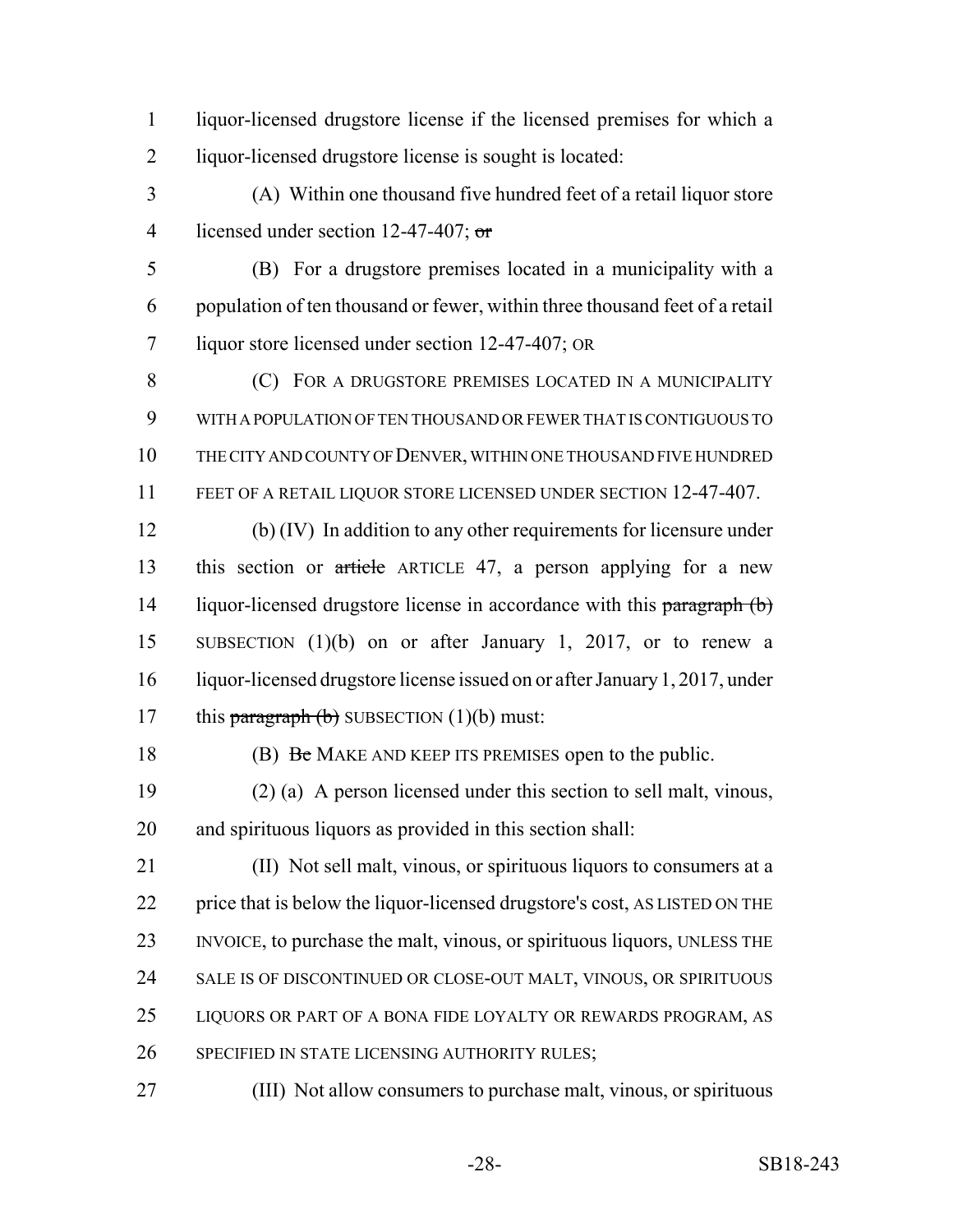liquor-licensed drugstore license if the licensed premises for which a liquor-licensed drugstore license is sought is located:

(A) Within one thousand five hundred feet of a retail liquor store licensed under section 12-47-407; ~~or~~

(B) For a drugstore premises located in a municipality with a population of ten thousand or fewer, within three thousand feet of a retail liquor store licensed under section 12-47-407; OR

(C) FOR A DRUGSTORE PREMISES LOCATED IN A MUNICIPALITY WITH A POPULATION OF TEN THOUSAND OR FEWER THAT IS CONTIGUOUS TO THE CITY AND COUNTY OF DENVER, WITHIN ONE THOUSAND FIVE HUNDRED FEET OF A RETAIL LIQUOR STORE LICENSED UNDER SECTION 12-47-407.

(b) (IV) In addition to any other requirements for licensure under this section or ~~article~~ ARTICLE 47, a person applying for a new liquor-licensed drugstore license in accordance with this ~~paragraph (b)~~ SUBSECTION (1)(b) on or after January 1, 2017, or to renew a liquor-licensed drugstore license issued on or after January 1, 2017, under this ~~paragraph (b)~~ SUBSECTION (1)(b) must:

(B) ~~Be~~ MAKE AND KEEP ITS PREMISES open to the public.

(2) (a) A person licensed under this section to sell malt, vinous, and spirituous liquors as provided in this section shall:

(II) Not sell malt, vinous, or spirituous liquors to consumers at a price that is below the liquor-licensed drugstore's cost, AS LISTED ON THE INVOICE, to purchase the malt, vinous, or spirituous liquors, UNLESS THE SALE IS OF DISCONTINUED OR CLOSE-OUT MALT, VINOUS, OR SPIRITUOUS LIQUORS OR PART OF A BONA FIDE LOYALTY OR REWARDS PROGRAM, AS SPECIFIED IN STATE LICENSING AUTHORITY RULES;

(III) Not allow consumers to purchase malt, vinous, or spirituous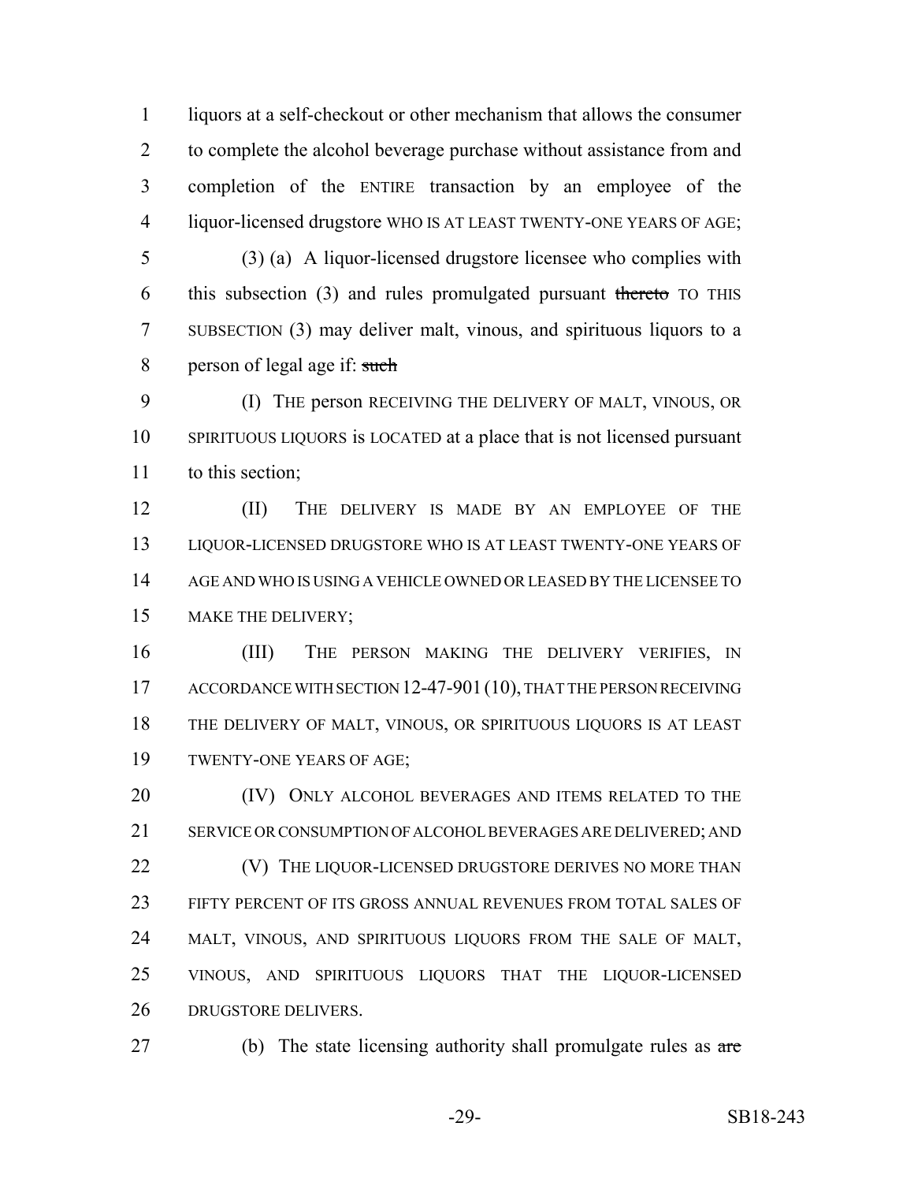liquors at a self-checkout or other mechanism that allows the consumer to complete the alcohol beverage purchase without assistance from and completion of the ENTIRE transaction by an employee of the liquor-licensed drugstore WHO IS AT LEAST TWENTY-ONE YEARS OF AGE;

(3) (a) A liquor-licensed drugstore licensee who complies with this subsection (3) and rules promulgated pursuant ~~thereto~~ TO THIS SUBSECTION (3) may deliver malt, vinous, and spirituous liquors to a person of legal age if: ~~such~~

(I) THE person RECEIVING THE DELIVERY OF MALT, VINOUS, OR SPIRITUOUS LIQUORS is LOCATED at a place that is not licensed pursuant to this section;

(II) THE DELIVERY IS MADE BY AN EMPLOYEE OF THE LIQUOR-LICENSED DRUGSTORE WHO IS AT LEAST TWENTY-ONE YEARS OF AGE AND WHO IS USING A VEHICLE OWNED OR LEASED BY THE LICENSEE TO MAKE THE DELIVERY;

(III) THE PERSON MAKING THE DELIVERY VERIFIES, IN ACCORDANCE WITH SECTION 12-47-901 (10), THAT THE PERSON RECEIVING THE DELIVERY OF MALT, VINOUS, OR SPIRITUOUS LIQUORS IS AT LEAST TWENTY-ONE YEARS OF AGE;

(IV) ONLY ALCOHOL BEVERAGES AND ITEMS RELATED TO THE SERVICE OR CONSUMPTION OF ALCOHOL BEVERAGES ARE DELIVERED; AND

(V) THE LIQUOR-LICENSED DRUGSTORE DERIVES NO MORE THAN FIFTY PERCENT OF ITS GROSS ANNUAL REVENUES FROM TOTAL SALES OF MALT, VINOUS, AND SPIRITUOUS LIQUORS FROM THE SALE OF MALT, VINOUS, AND SPIRITUOUS LIQUORS THAT THE LIQUOR-LICENSED DRUGSTORE DELIVERS.

(b) The state licensing authority shall promulgate rules as ~~are~~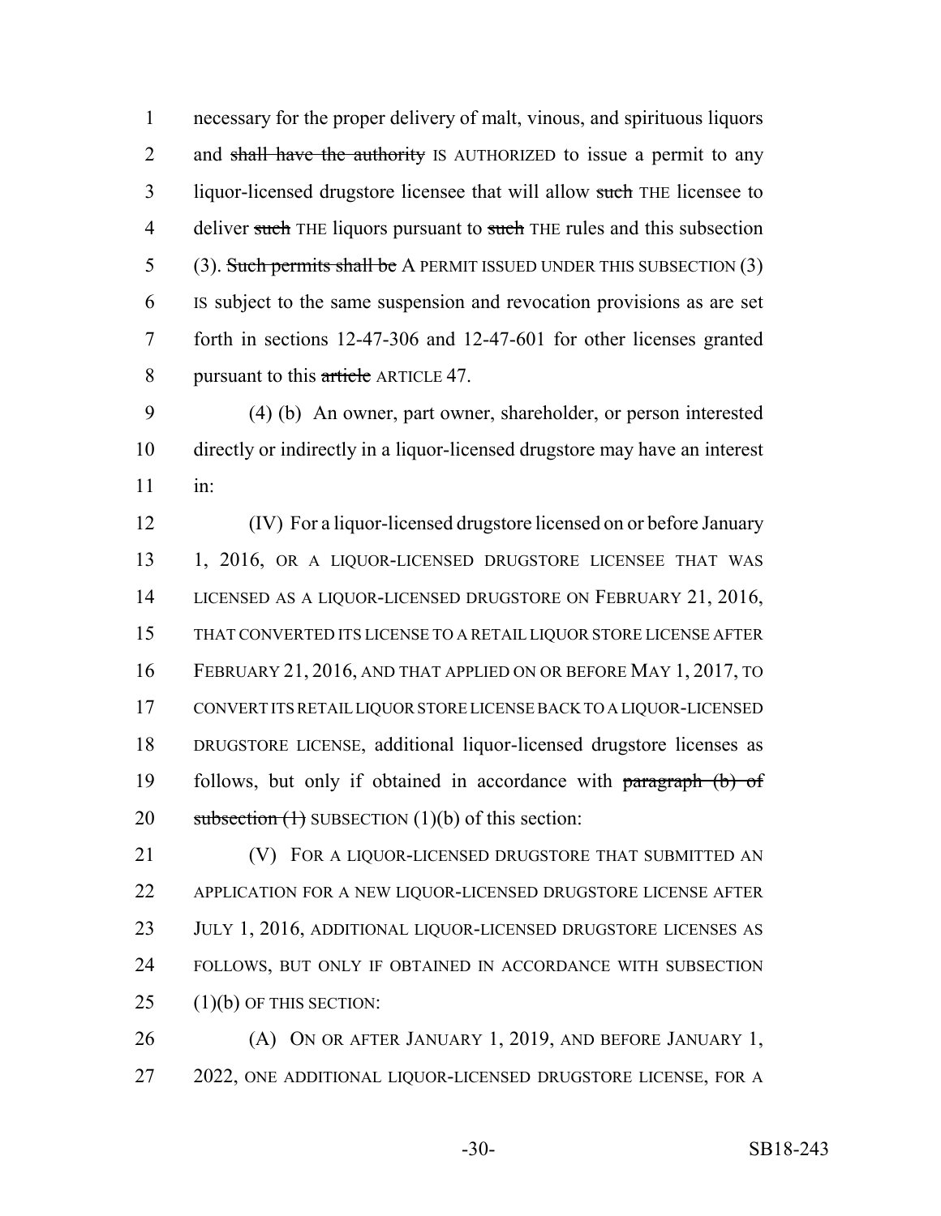necessary for the proper delivery of malt, vinous, and spirituous liquors and ~~shall have the authority~~ IS AUTHORIZED to issue a permit to any liquor-licensed drugstore licensee that will allow ~~such~~ THE licensee to deliver ~~such~~ THE liquors pursuant to ~~such~~ THE rules and this subsection (3). ~~Such permits shall be~~ A PERMIT ISSUED UNDER THIS SUBSECTION (3) IS subject to the same suspension and revocation provisions as are set forth in sections 12-47-306 and 12-47-601 for other licenses granted pursuant to this ~~article~~ ARTICLE 47.

(4) (b) An owner, part owner, shareholder, or person interested directly or indirectly in a liquor-licensed drugstore may have an interest in:

(IV) For a liquor-licensed drugstore licensed on or before January 1, 2016, OR A LIQUOR-LICENSED DRUGSTORE LICENSEE THAT WAS LICENSED AS A LIQUOR-LICENSED DRUGSTORE ON FEBRUARY 21, 2016, THAT CONVERTED ITS LICENSE TO A RETAIL LIQUOR STORE LICENSE AFTER FEBRUARY 21, 2016, AND THAT APPLIED ON OR BEFORE MAY 1, 2017, TO CONVERT ITS RETAIL LIQUOR STORE LICENSE BACK TO A LIQUOR-LICENSED DRUGSTORE LICENSE, additional liquor-licensed drugstore licenses as follows, but only if obtained in accordance with ~~paragraph (b) of subsection (1)~~ SUBSECTION (1)(b) of this section:

(V) FOR A LIQUOR-LICENSED DRUGSTORE THAT SUBMITTED AN APPLICATION FOR A NEW LIQUOR-LICENSED DRUGSTORE LICENSE AFTER JULY 1, 2016, ADDITIONAL LIQUOR-LICENSED DRUGSTORE LICENSES AS FOLLOWS, BUT ONLY IF OBTAINED IN ACCORDANCE WITH SUBSECTION (1)(b) OF THIS SECTION:

(A) ON OR AFTER JANUARY 1, 2019, AND BEFORE JANUARY 1, 2022, ONE ADDITIONAL LIQUOR-LICENSED DRUGSTORE LICENSE, FOR A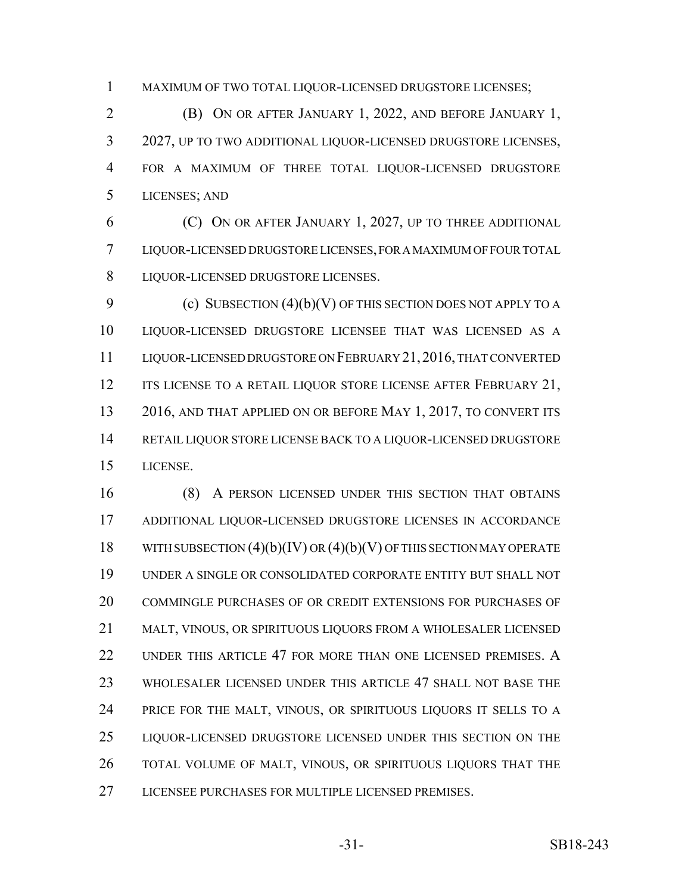MAXIMUM OF TWO TOTAL LIQUOR-LICENSED DRUGSTORE LICENSES;

(B) ON OR AFTER JANUARY 1, 2022, AND BEFORE JANUARY 1, 2027, UP TO TWO ADDITIONAL LIQUOR-LICENSED DRUGSTORE LICENSES, FOR A MAXIMUM OF THREE TOTAL LIQUOR-LICENSED DRUGSTORE LICENSES; AND

(C) ON OR AFTER JANUARY 1, 2027, UP TO THREE ADDITIONAL LIQUOR-LICENSED DRUGSTORE LICENSES, FOR A MAXIMUM OF FOUR TOTAL LIQUOR-LICENSED DRUGSTORE LICENSES.

(c) SUBSECTION (4)(b)(V) OF THIS SECTION DOES NOT APPLY TO A LIQUOR-LICENSED DRUGSTORE LICENSEE THAT WAS LICENSED AS A LIQUOR-LICENSED DRUGSTORE ON FEBRUARY 21, 2016, THAT CONVERTED ITS LICENSE TO A RETAIL LIQUOR STORE LICENSE AFTER FEBRUARY 21, 2016, AND THAT APPLIED ON OR BEFORE MAY 1, 2017, TO CONVERT ITS RETAIL LIQUOR STORE LICENSE BACK TO A LIQUOR-LICENSED DRUGSTORE LICENSE.

(8) A PERSON LICENSED UNDER THIS SECTION THAT OBTAINS ADDITIONAL LIQUOR-LICENSED DRUGSTORE LICENSES IN ACCORDANCE WITH SUBSECTION (4)(b)(IV) OR (4)(b)(V) OF THIS SECTION MAY OPERATE UNDER A SINGLE OR CONSOLIDATED CORPORATE ENTITY BUT SHALL NOT COMMINGLE PURCHASES OF OR CREDIT EXTENSIONS FOR PURCHASES OF MALT, VINOUS, OR SPIRITUOUS LIQUORS FROM A WHOLESALER LICENSED UNDER THIS ARTICLE 47 FOR MORE THAN ONE LICENSED PREMISES. A WHOLESALER LICENSED UNDER THIS ARTICLE 47 SHALL NOT BASE THE PRICE FOR THE MALT, VINOUS, OR SPIRITUOUS LIQUORS IT SELLS TO A LIQUOR-LICENSED DRUGSTORE LICENSED UNDER THIS SECTION ON THE TOTAL VOLUME OF MALT, VINOUS, OR SPIRITUOUS LIQUORS THAT THE LICENSEE PURCHASES FOR MULTIPLE LICENSED PREMISES.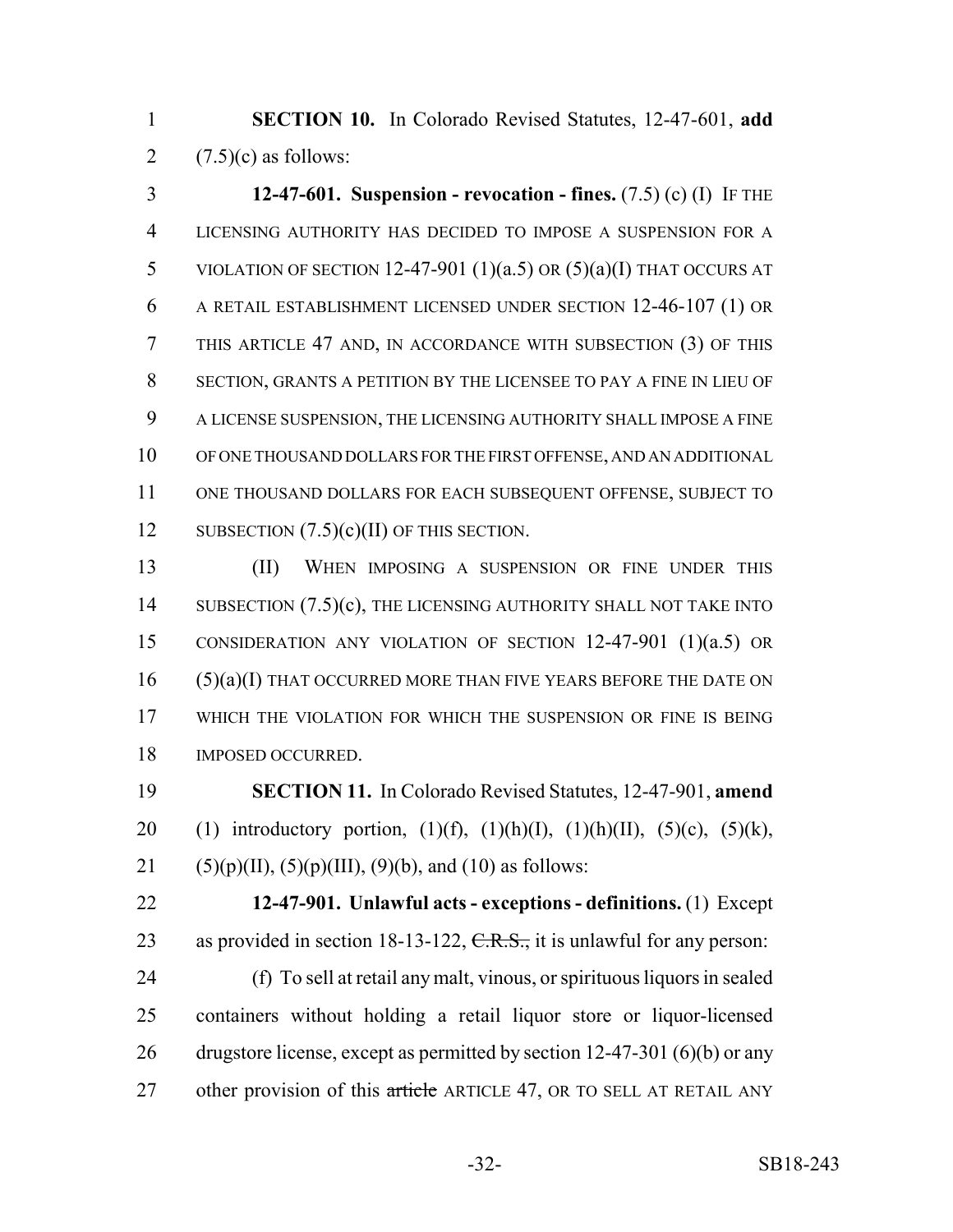**SECTION 10.** In Colorado Revised Statutes, 12-47-601, **add** (7.5)(c) as follows:

**12-47-601. Suspension - revocation - fines.** (7.5) (c) (I) IF THE LICENSING AUTHORITY HAS DECIDED TO IMPOSE A SUSPENSION FOR A VIOLATION OF SECTION 12-47-901 (1)(a.5) OR (5)(a)(I) THAT OCCURS AT A RETAIL ESTABLISHMENT LICENSED UNDER SECTION 12-46-107 (1) OR THIS ARTICLE 47 AND, IN ACCORDANCE WITH SUBSECTION (3) OF THIS SECTION, GRANTS A PETITION BY THE LICENSEE TO PAY A FINE IN LIEU OF A LICENSE SUSPENSION, THE LICENSING AUTHORITY SHALL IMPOSE A FINE OF ONE THOUSAND DOLLARS FOR THE FIRST OFFENSE, AND AN ADDITIONAL ONE THOUSAND DOLLARS FOR EACH SUBSEQUENT OFFENSE, SUBJECT TO SUBSECTION (7.5)(c)(II) OF THIS SECTION.

(II) WHEN IMPOSING A SUSPENSION OR FINE UNDER THIS SUBSECTION (7.5)(c), THE LICENSING AUTHORITY SHALL NOT TAKE INTO CONSIDERATION ANY VIOLATION OF SECTION 12-47-901 (1)(a.5) OR (5)(a)(I) THAT OCCURRED MORE THAN FIVE YEARS BEFORE THE DATE ON WHICH THE VIOLATION FOR WHICH THE SUSPENSION OR FINE IS BEING IMPOSED OCCURRED.

**SECTION 11.** In Colorado Revised Statutes, 12-47-901, **amend** (1) introductory portion, (1)(f), (1)(h)(I), (1)(h)(II), (5)(c), (5)(k), (5)(p)(II), (5)(p)(III), (9)(b), and (10) as follows:

**12-47-901. Unlawful acts - exceptions - definitions.** (1) Except as provided in section 18-13-122, ~~C.R.S.,~~ it is unlawful for any person:

(f) To sell at retail any malt, vinous, or spirituous liquors in sealed containers without holding a retail liquor store or liquor-licensed drugstore license, except as permitted by section 12-47-301 (6)(b) or any other provision of this ~~article~~ ARTICLE 47, OR TO SELL AT RETAIL ANY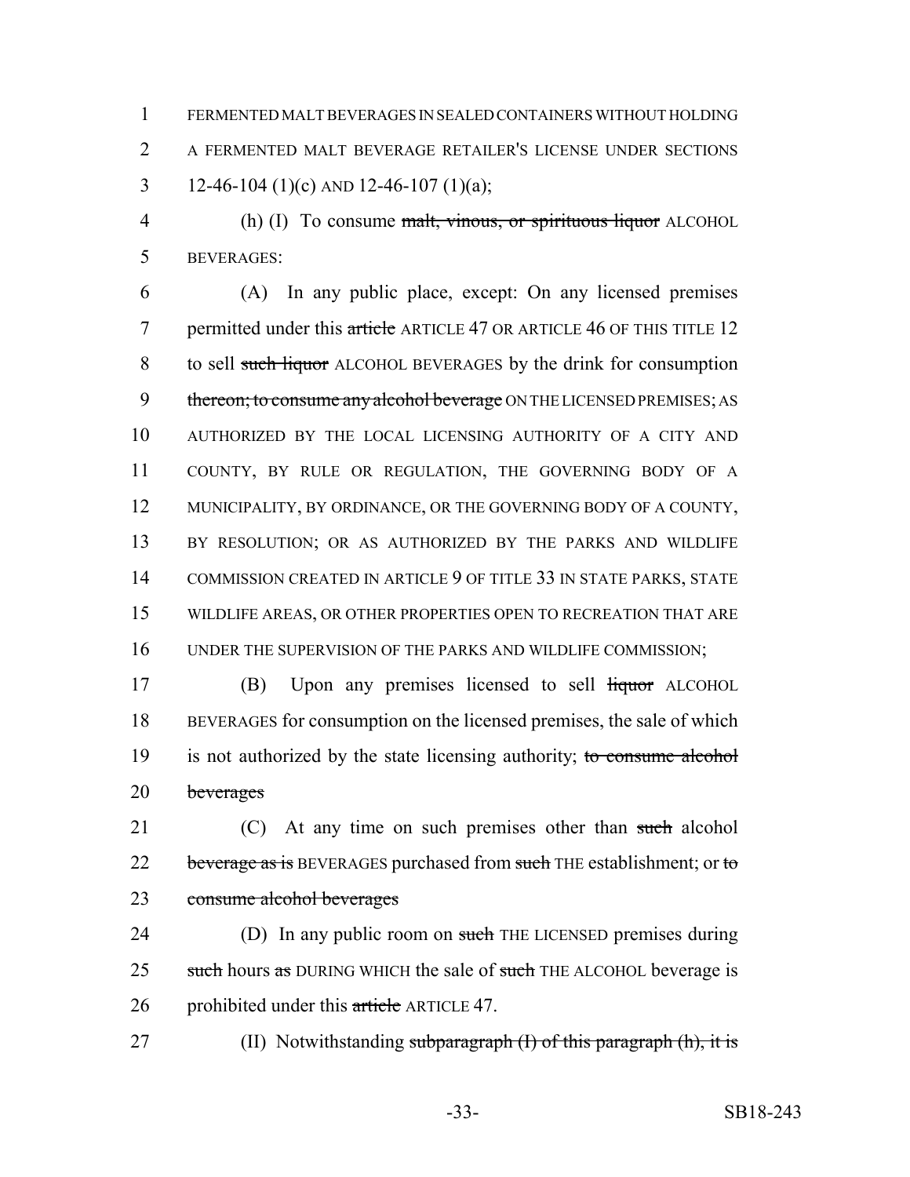FERMENTED MALT BEVERAGES IN SEALED CONTAINERS WITHOUT HOLDING A FERMENTED MALT BEVERAGE RETAILER'S LICENSE UNDER SECTIONS 12-46-104 (1)(c) AND 12-46-107 (1)(a);

(h) (I) To consume ~~malt, vinous, or spirituous liquor~~ ALCOHOL BEVERAGES:

(A) In any public place, except: On any licensed premises permitted under this ~~article~~ ARTICLE 47 OR ARTICLE 46 OF THIS TITLE 12 to sell ~~such liquor~~ ALCOHOL BEVERAGES by the drink for consumption ~~thereon; to consume any alcohol beverage~~ ON THE LICENSED PREMISES; AS AUTHORIZED BY THE LOCAL LICENSING AUTHORITY OF A CITY AND COUNTY, BY RULE OR REGULATION, THE GOVERNING BODY OF A MUNICIPALITY, BY ORDINANCE, OR THE GOVERNING BODY OF A COUNTY, BY RESOLUTION; OR AS AUTHORIZED BY THE PARKS AND WILDLIFE COMMISSION CREATED IN ARTICLE 9 OF TITLE 33 IN STATE PARKS, STATE WILDLIFE AREAS, OR OTHER PROPERTIES OPEN TO RECREATION THAT ARE UNDER THE SUPERVISION OF THE PARKS AND WILDLIFE COMMISSION;

(B) Upon any premises licensed to sell ~~liquor~~ ALCOHOL BEVERAGES for consumption on the licensed premises, the sale of which is not authorized by the state licensing authority; ~~to consume alcohol beverages~~

(C) At any time on such premises other than ~~such~~ alcohol ~~beverage as is~~ BEVERAGES purchased from ~~such~~ THE establishment; or ~~to consume alcohol beverages~~

(D) In any public room on ~~such~~ THE LICENSED premises during ~~such~~ hours ~~as~~ DURING WHICH the sale of ~~such~~ THE ALCOHOL beverage is prohibited under this ~~article~~ ARTICLE 47.

(II) Notwithstanding ~~subparagraph (I) of this paragraph (h), it is~~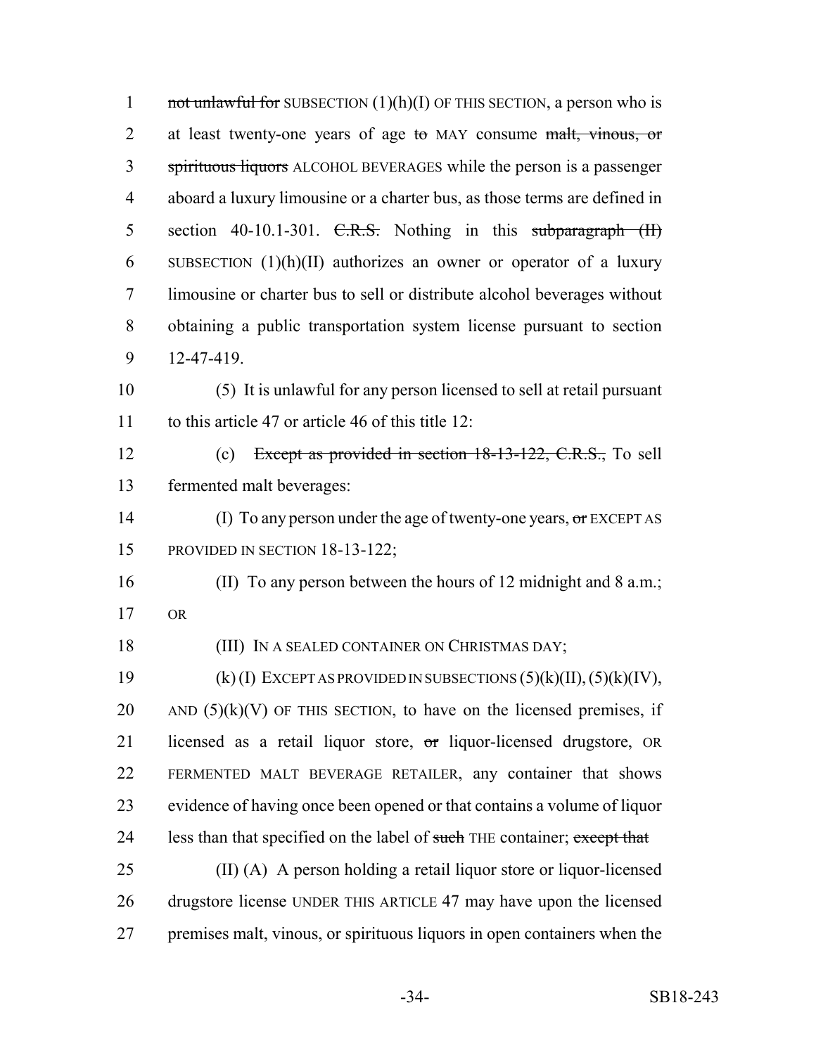not unlawful for SUBSECTION (1)(h)(I) OF THIS SECTION, a person who is at least twenty-one years of age to MAY consume malt, vinous, or spirituous liquors ALCOHOL BEVERAGES while the person is a passenger aboard a luxury limousine or a charter bus, as those terms are defined in section 40-10.1-301. C.R.S. Nothing in this subparagraph (II) SUBSECTION (1)(h)(II) authorizes an owner or operator of a luxury limousine or charter bus to sell or distribute alcohol beverages without obtaining a public transportation system license pursuant to section 12-47-419.

(5) It is unlawful for any person licensed to sell at retail pursuant to this article 47 or article 46 of this title 12:

(c) Except as provided in section 18-13-122, C.R.S., To sell fermented malt beverages:

(I) To any person under the age of twenty-one years, or EXCEPT AS PROVIDED IN SECTION 18-13-122;

(II) To any person between the hours of 12 midnight and 8 a.m.; OR

(III) IN A SEALED CONTAINER ON CHRISTMAS DAY;

(k) (I) EXCEPT AS PROVIDED IN SUBSECTIONS (5)(k)(II), (5)(k)(IV), AND (5)(k)(V) OF THIS SECTION, to have on the licensed premises, if licensed as a retail liquor store, or liquor-licensed drugstore, OR FERMENTED MALT BEVERAGE RETAILER, any container that shows evidence of having once been opened or that contains a volume of liquor less than that specified on the label of such THE container; except that

(II) (A) A person holding a retail liquor store or liquor-licensed drugstore license UNDER THIS ARTICLE 47 may have upon the licensed premises malt, vinous, or spirituous liquors in open containers when the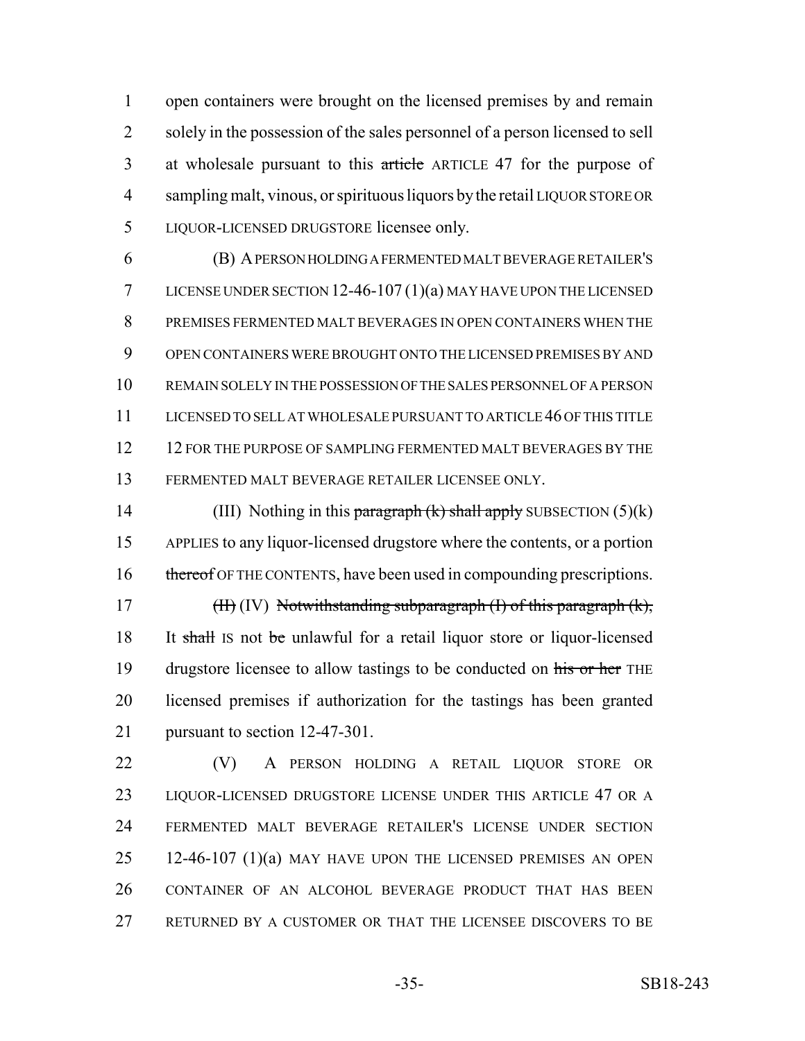open containers were brought on the licensed premises by and remain solely in the possession of the sales personnel of a person licensed to sell at wholesale pursuant to this ~~article~~ ARTICLE 47 for the purpose of sampling malt, vinous, or spirituous liquors by the retail LIQUOR STORE OR LIQUOR-LICENSED DRUGSTORE licensee only.

(B) A PERSON HOLDING A FERMENTED MALT BEVERAGE RETAILER'S LICENSE UNDER SECTION 12-46-107 (1)(a) MAY HAVE UPON THE LICENSED PREMISES FERMENTED MALT BEVERAGES IN OPEN CONTAINERS WHEN THE OPEN CONTAINERS WERE BROUGHT ONTO THE LICENSED PREMISES BY AND REMAIN SOLELY IN THE POSSESSION OF THE SALES PERSONNEL OF A PERSON LICENSED TO SELL AT WHOLESALE PURSUANT TO ARTICLE 46 OF THIS TITLE 12 FOR THE PURPOSE OF SAMPLING FERMENTED MALT BEVERAGES BY THE FERMENTED MALT BEVERAGE RETAILER LICENSEE ONLY.

(III) Nothing in this ~~paragraph (k) shall apply~~ SUBSECTION (5)(k) APPLIES to any liquor-licensed drugstore where the contents, or a portion ~~thereof~~ OF THE CONTENTS, have been used in compounding prescriptions.

~~(II)~~ (IV) ~~Notwithstanding subparagraph (I) of this paragraph (k),~~ It ~~shall~~ IS not ~~be~~ unlawful for a retail liquor store or liquor-licensed drugstore licensee to allow tastings to be conducted on ~~his or her~~ THE licensed premises if authorization for the tastings has been granted pursuant to section 12-47-301.

(V) A PERSON HOLDING A RETAIL LIQUOR STORE OR LIQUOR-LICENSED DRUGSTORE LICENSE UNDER THIS ARTICLE 47 OR A FERMENTED MALT BEVERAGE RETAILER'S LICENSE UNDER SECTION 12-46-107 (1)(a) MAY HAVE UPON THE LICENSED PREMISES AN OPEN CONTAINER OF AN ALCOHOL BEVERAGE PRODUCT THAT HAS BEEN RETURNED BY A CUSTOMER OR THAT THE LICENSEE DISCOVERS TO BE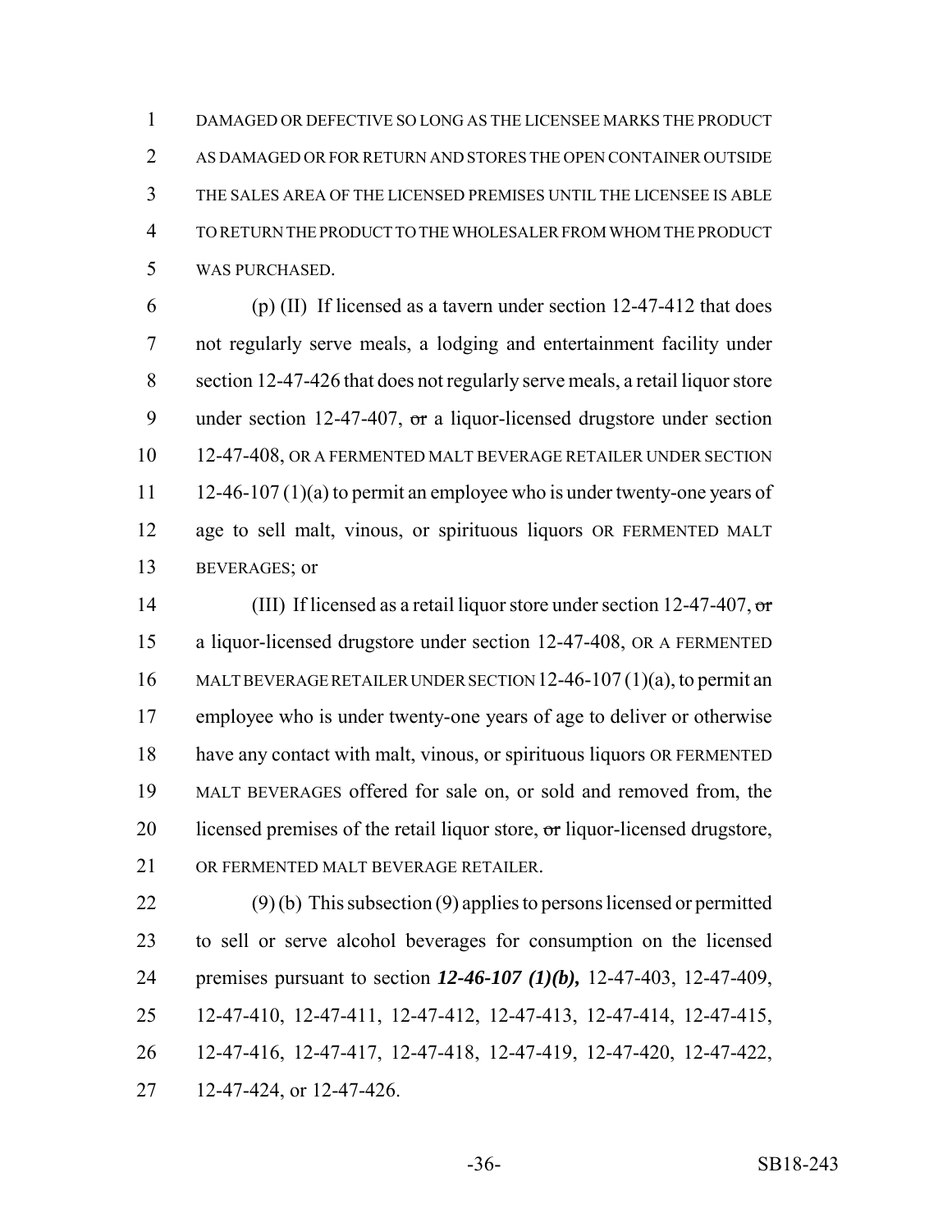DAMAGED OR DEFECTIVE SO LONG AS THE LICENSEE MARKS THE PRODUCT AS DAMAGED OR FOR RETURN AND STORES THE OPEN CONTAINER OUTSIDE THE SALES AREA OF THE LICENSED PREMISES UNTIL THE LICENSEE IS ABLE TO RETURN THE PRODUCT TO THE WHOLESALER FROM WHOM THE PRODUCT WAS PURCHASED.

(p) (II) If licensed as a tavern under section 12-47-412 that does not regularly serve meals, a lodging and entertainment facility under section 12-47-426 that does not regularly serve meals, a retail liquor store under section 12-47-407, ~~or~~ a liquor-licensed drugstore under section 12-47-408, OR A FERMENTED MALT BEVERAGE RETAILER UNDER SECTION 12-46-107 (1)(a) to permit an employee who is under twenty-one years of age to sell malt, vinous, or spirituous liquors OR FERMENTED MALT BEVERAGES; or

(III) If licensed as a retail liquor store under section 12-47-407, ~~or~~ a liquor-licensed drugstore under section 12-47-408, OR A FERMENTED MALT BEVERAGE RETAILER UNDER SECTION 12-46-107 (1)(a), to permit an employee who is under twenty-one years of age to deliver or otherwise have any contact with malt, vinous, or spirituous liquors OR FERMENTED MALT BEVERAGES offered for sale on, or sold and removed from, the licensed premises of the retail liquor store, ~~or~~ liquor-licensed drugstore, OR FERMENTED MALT BEVERAGE RETAILER.

(9) (b) This subsection (9) applies to persons licensed or permitted to sell or serve alcohol beverages for consumption on the licensed premises pursuant to section ***12-46-107 (1)(b),*** 12-47-403, 12-47-409, 12-47-410, 12-47-411, 12-47-412, 12-47-413, 12-47-414, 12-47-415, 12-47-416, 12-47-417, 12-47-418, 12-47-419, 12-47-420, 12-47-422, 12-47-424, or 12-47-426.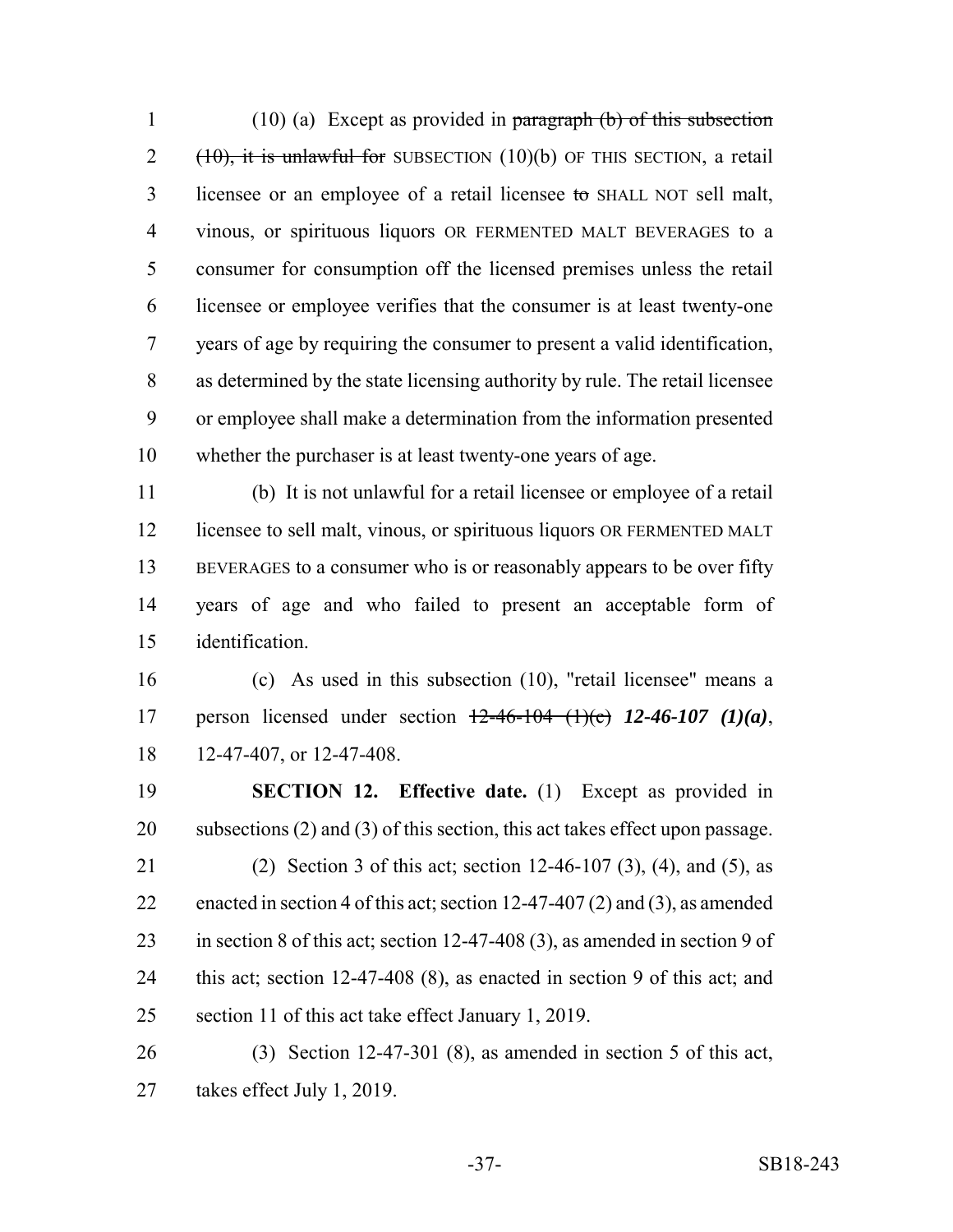(10) (a) Except as provided in ~~paragraph (b) of this subsection (10), it is unlawful for~~ SUBSECTION (10)(b) OF THIS SECTION, a retail licensee or an employee of a retail licensee ~~to~~ SHALL NOT sell malt, vinous, or spirituous liquors OR FERMENTED MALT BEVERAGES to a consumer for consumption off the licensed premises unless the retail licensee or employee verifies that the consumer is at least twenty-one years of age by requiring the consumer to present a valid identification, as determined by the state licensing authority by rule. The retail licensee or employee shall make a determination from the information presented whether the purchaser is at least twenty-one years of age.

(b) It is not unlawful for a retail licensee or employee of a retail licensee to sell malt, vinous, or spirituous liquors OR FERMENTED MALT BEVERAGES to a consumer who is or reasonably appears to be over fifty years of age and who failed to present an acceptable form of identification.

(c) As used in this subsection (10), "retail licensee" means a person licensed under section ~~12-46-104 (1)(c)~~ ***12-46-107 (1)(a)***, 12-47-407, or 12-47-408.

**SECTION 12. Effective date.** (1) Except as provided in subsections (2) and (3) of this section, this act takes effect upon passage.

(2) Section 3 of this act; section 12-46-107 (3), (4), and (5), as enacted in section 4 of this act; section 12-47-407 (2) and (3), as amended in section 8 of this act; section 12-47-408 (3), as amended in section 9 of this act; section 12-47-408 (8), as enacted in section 9 of this act; and section 11 of this act take effect January 1, 2019.

(3) Section 12-47-301 (8), as amended in section 5 of this act, takes effect July 1, 2019.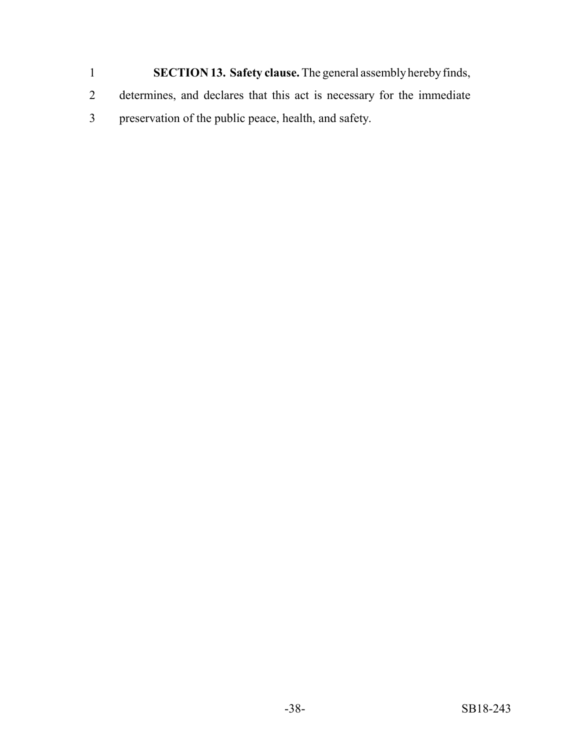**SECTION 13. Safety clause.** The general assembly hereby finds, determines, and declares that this act is necessary for the immediate preservation of the public peace, health, and safety.